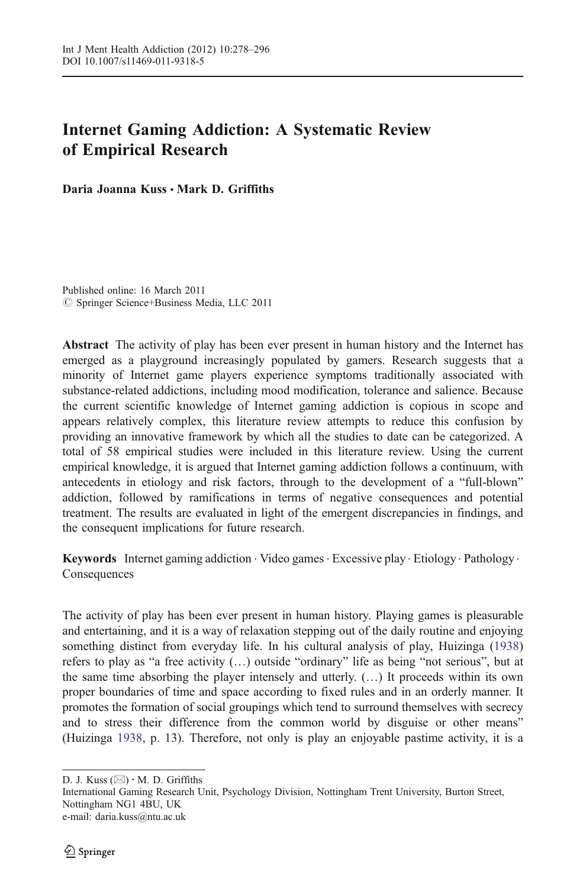# Internet Gaming Addiction: A Systematic Review of Empirical Research

**Daria Joanna Kuss · Mark D. Griffiths**

Published online: 16 March 2011
© Springer Science+Business Media, LLC 2011

**Abstract** The activity of play has been ever present in human history and the Internet has emerged as a playground increasingly populated by gamers. Research suggests that a minority of Internet game players experience symptoms traditionally associated with substance-related addictions, including mood modification, tolerance and salience. Because the current scientific knowledge of Internet gaming addiction is copious in scope and appears relatively complex, this literature review attempts to reduce this confusion by providing an innovative framework by which all the studies to date can be categorized. A total of 58 empirical studies were included in this literature review. Using the current empirical knowledge, it is argued that Internet gaming addiction follows a continuum, with antecedents in etiology and risk factors, through to the development of a "full-blown" addiction, followed by ramifications in terms of negative consequences and potential treatment. The results are evaluated in light of the emergent discrepancies in findings, and the consequent implications for future research.

**Keywords** Internet gaming addiction · Video games · Excessive play · Etiology · Pathology · Consequences

The activity of play has been ever present in human history. Playing games is pleasurable and entertaining, and it is a way of relaxation stepping out of the daily routine and enjoying something distinct from everyday life. In his cultural analysis of play, Huizinga (1938) refers to play as "a free activity (…) outside "ordinary" life as being "not serious", but at the same time absorbing the player intensely and utterly. (…) It proceeds within its own proper boundaries of time and space according to fixed rules and in an orderly manner. It promotes the formation of social groupings which tend to surround themselves with secrecy and to stress their difference from the common world by disguise or other means" (Huizinga 1938, p. 13). Therefore, not only is play an enjoyable pastime activity, it is a

D. J. Kuss (✉) · M. D. Griffiths
International Gaming Research Unit, Psychology Division, Nottingham Trent University, Burton Street, Nottingham NG1 4BU, UK
e-mail: daria.kuss@ntu.ac.uk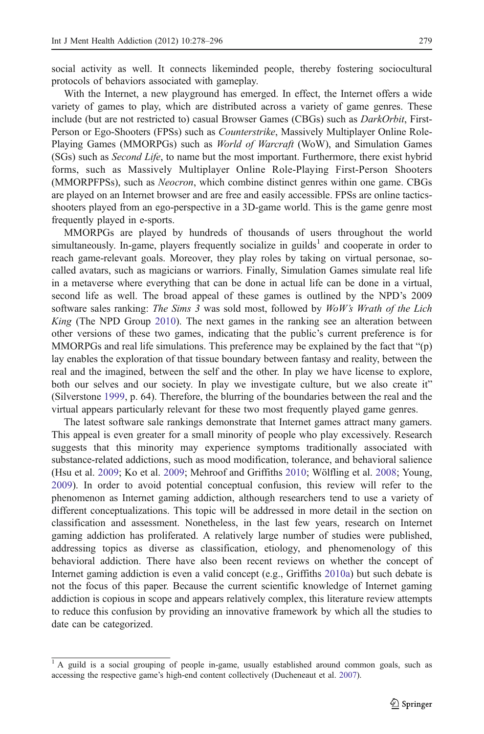social activity as well. It connects likeminded people, thereby fostering sociocultural protocols of behaviors associated with gameplay.

With the Internet, a new playground has emerged. In effect, the Internet offers a wide variety of games to play, which are distributed across a variety of game genres. These include (but are not restricted to) casual Browser Games (CBGs) such as *DarkOrbit*, First-Person or Ego-Shooters (FPSs) such as *Counterstrike*, Massively Multiplayer Online Role-Playing Games (MMORPGs) such as *World of Warcraft* (WoW), and Simulation Games (SGs) such as *Second Life*, to name but the most important. Furthermore, there exist hybrid forms, such as Massively Multiplayer Online Role-Playing First-Person Shooters (MMORPFPSs), such as *Neocron*, which combine distinct genres within one game. CBGs are played on an Internet browser and are free and easily accessible. FPSs are online tactics-shooters played from an ego-perspective in a 3D-game world. This is the game genre most frequently played in e-sports.

MMORPGs are played by hundreds of thousands of users throughout the world simultaneously. In-game, players frequently socialize in guilds[1] and cooperate in order to reach game-relevant goals. Moreover, they play roles by taking on virtual personae, so-called avatars, such as magicians or warriors. Finally, Simulation Games simulate real life in a metaverse where everything that can be done in actual life can be done in a virtual, second life as well. The broad appeal of these games is outlined by the NPD's 2009 software sales ranking: *The Sims 3* was sold most, followed by *WoW's Wrath of the Lich King* (The NPD Group 2010). The next games in the ranking see an alteration between other versions of these two games, indicating that the public's current preference is for MMORPGs and real life simulations. This preference may be explained by the fact that "(p)lay enables the exploration of that tissue boundary between fantasy and reality, between the real and the imagined, between the self and the other. In play we have license to explore, both our selves and our society. In play we investigate culture, but we also create it" (Silverstone 1999, p. 64). Therefore, the blurring of the boundaries between the real and the virtual appears particularly relevant for these two most frequently played game genres.

The latest software sale rankings demonstrate that Internet games attract many gamers. This appeal is even greater for a small minority of people who play excessively. Research suggests that this minority may experience symptoms traditionally associated with substance-related addictions, such as mood modification, tolerance, and behavioral salience (Hsu et al. 2009; Ko et al. 2009; Mehroof and Griffiths 2010; Wölfling et al. 2008; Young, 2009). In order to avoid potential conceptual confusion, this review will refer to the phenomenon as Internet gaming addiction, although researchers tend to use a variety of different conceptualizations. This topic will be addressed in more detail in the section on classification and assessment. Nonetheless, in the last few years, research on Internet gaming addiction has proliferated. A relatively large number of studies were published, addressing topics as diverse as classification, etiology, and phenomenology of this behavioral addiction. There have also been recent reviews on whether the concept of Internet gaming addiction is even a valid concept (e.g., Griffiths 2010a) but such debate is not the focus of this paper. Because the current scientific knowledge of Internet gaming addiction is copious in scope and appears relatively complex, this literature review attempts to reduce this confusion by providing an innovative framework by which all the studies to date can be categorized.

[1] A guild is a social grouping of people in-game, usually established around common goals, such as accessing the respective game's high-end content collectively (Ducheneaut et al. 2007).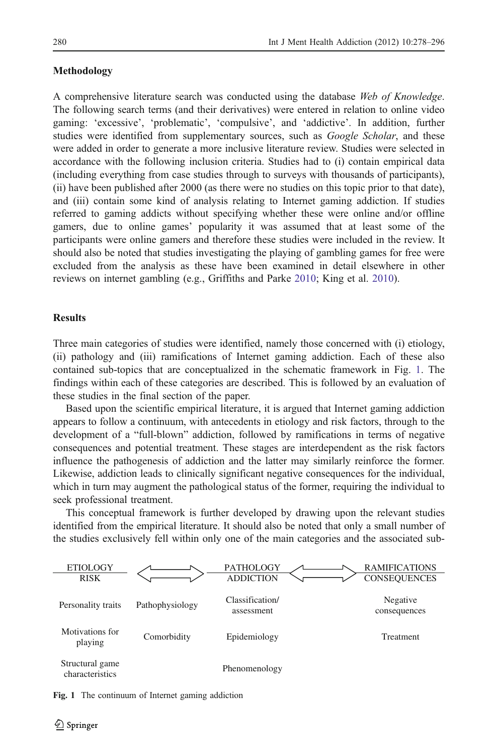## Methodology

A comprehensive literature search was conducted using the database *Web of Knowledge*. The following search terms (and their derivatives) were entered in relation to online video gaming: 'excessive', 'problematic', 'compulsive', and 'addictive'. In addition, further studies were identified from supplementary sources, such as *Google Scholar*, and these were added in order to generate a more inclusive literature review. Studies were selected in accordance with the following inclusion criteria. Studies had to (i) contain empirical data (including everything from case studies through to surveys with thousands of participants), (ii) have been published after 2000 (as there were no studies on this topic prior to that date), and (iii) contain some kind of analysis relating to Internet gaming addiction. If studies referred to gaming addicts without specifying whether these were online and/or offline gamers, due to online games' popularity it was assumed that at least some of the participants were online gamers and therefore these studies were included in the review. It should also be noted that studies investigating the playing of gambling games for free were excluded from the analysis as these have been examined in detail elsewhere in other reviews on internet gambling (e.g., Griffiths and Parke 2010; King et al. 2010).

## Results

Three main categories of studies were identified, namely those concerned with (i) etiology, (ii) pathology and (iii) ramifications of Internet gaming addiction. Each of these also contained sub-topics that are conceptualized in the schematic framework in Fig. 1. The findings within each of these categories are described. This is followed by an evaluation of these studies in the final section of the paper.

Based upon the scientific empirical literature, it is argued that Internet gaming addiction appears to follow a continuum, with antecedents in etiology and risk factors, through to the development of a "full-blown" addiction, followed by ramifications in terms of negative consequences and potential treatment. These stages are interdependent as the risk factors influence the pathogenesis of addiction and the latter may similarly reinforce the former. Likewise, addiction leads to clinically significant negative consequences for the individual, which in turn may augment the pathological status of the former, requiring the individual to seek professional treatment.

This conceptual framework is further developed by drawing upon the relevant studies identified from the empirical literature. It should also be noted that only a small number of the studies exclusively fell within only one of the main categories and the associated sub-

| ETIOLOGY<br>RISK | ⟷ | PATHOLOGY<br>ADDICTION | ⟷ | RAMIFICATIONS<br>CONSEQUENCES |
|---|---|---|---|---|
| Personality traits | Pathophysiology | Classification/ assessment | | Negative consequences |
| Motivations for playing | Comorbidity | Epidemiology | | Treatment |
| Structural game characteristics | | Phenomenology | | |

**Fig. 1** The continuum of Internet gaming addiction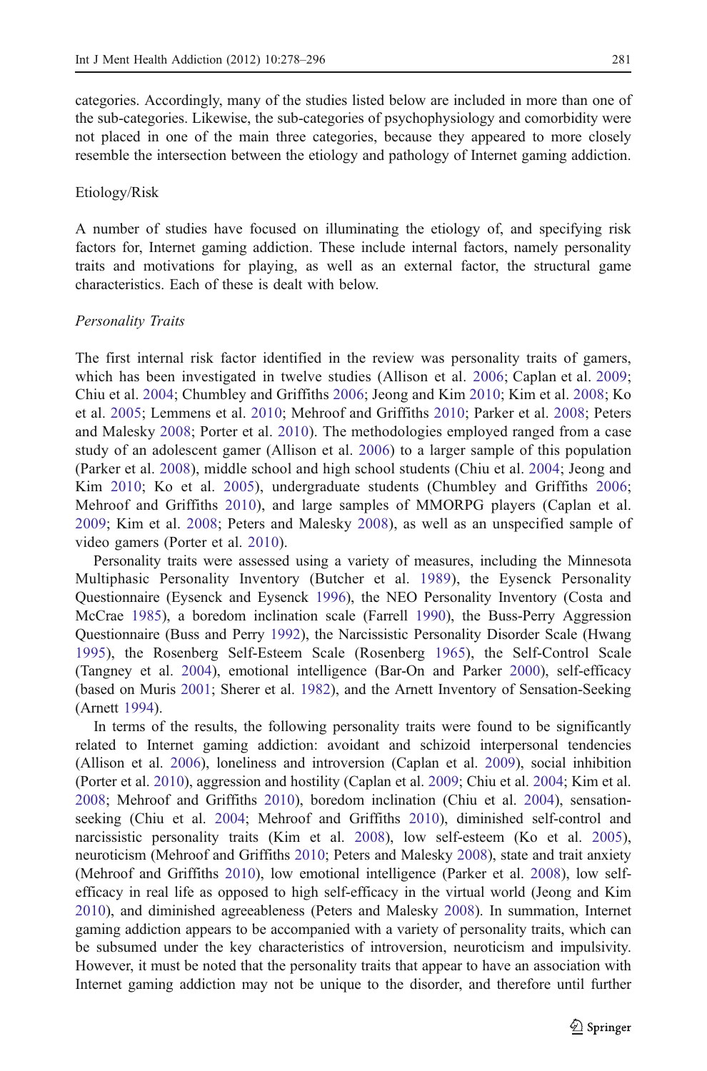categories. Accordingly, many of the studies listed below are included in more than one of the sub-categories. Likewise, the sub-categories of psychophysiology and comorbidity were not placed in one of the main three categories, because they appeared to more closely resemble the intersection between the etiology and pathology of Internet gaming addiction.

## Etiology/Risk

A number of studies have focused on illuminating the etiology of, and specifying risk factors for, Internet gaming addiction. These include internal factors, namely personality traits and motivations for playing, as well as an external factor, the structural game characteristics. Each of these is dealt with below.

### *Personality Traits*

The first internal risk factor identified in the review was personality traits of gamers, which has been investigated in twelve studies (Allison et al. 2006; Caplan et al. 2009; Chiu et al. 2004; Chumbley and Griffiths 2006; Jeong and Kim 2010; Kim et al. 2008; Ko et al. 2005; Lemmens et al. 2010; Mehroof and Griffiths 2010; Parker et al. 2008; Peters and Malesky 2008; Porter et al. 2010). The methodologies employed ranged from a case study of an adolescent gamer (Allison et al. 2006) to a larger sample of this population (Parker et al. 2008), middle school and high school students (Chiu et al. 2004; Jeong and Kim 2010; Ko et al. 2005), undergraduate students (Chumbley and Griffiths 2006; Mehroof and Griffiths 2010), and large samples of MMORPG players (Caplan et al. 2009; Kim et al. 2008; Peters and Malesky 2008), as well as an unspecified sample of video gamers (Porter et al. 2010).

Personality traits were assessed using a variety of measures, including the Minnesota Multiphasic Personality Inventory (Butcher et al. 1989), the Eysenck Personality Questionnaire (Eysenck and Eysenck 1996), the NEO Personality Inventory (Costa and McCrae 1985), a boredom inclination scale (Farrell 1990), the Buss-Perry Aggression Questionnaire (Buss and Perry 1992), the Narcissistic Personality Disorder Scale (Hwang 1995), the Rosenberg Self-Esteem Scale (Rosenberg 1965), the Self-Control Scale (Tangney et al. 2004), emotional intelligence (Bar-On and Parker 2000), self-efficacy (based on Muris 2001; Sherer et al. 1982), and the Arnett Inventory of Sensation-Seeking (Arnett 1994).

In terms of the results, the following personality traits were found to be significantly related to Internet gaming addiction: avoidant and schizoid interpersonal tendencies (Allison et al. 2006), loneliness and introversion (Caplan et al. 2009), social inhibition (Porter et al. 2010), aggression and hostility (Caplan et al. 2009; Chiu et al. 2004; Kim et al. 2008; Mehroof and Griffiths 2010), boredom inclination (Chiu et al. 2004), sensation-seeking (Chiu et al. 2004; Mehroof and Griffiths 2010), diminished self-control and narcissistic personality traits (Kim et al. 2008), low self-esteem (Ko et al. 2005), neuroticism (Mehroof and Griffiths 2010; Peters and Malesky 2008), state and trait anxiety (Mehroof and Griffiths 2010), low emotional intelligence (Parker et al. 2008), low self-efficacy in real life as opposed to high self-efficacy in the virtual world (Jeong and Kim 2010), and diminished agreeableness (Peters and Malesky 2008). In summation, Internet gaming addiction appears to be accompanied with a variety of personality traits, which can be subsumed under the key characteristics of introversion, neuroticism and impulsivity. However, it must be noted that the personality traits that appear to have an association with Internet gaming addiction may not be unique to the disorder, and therefore until further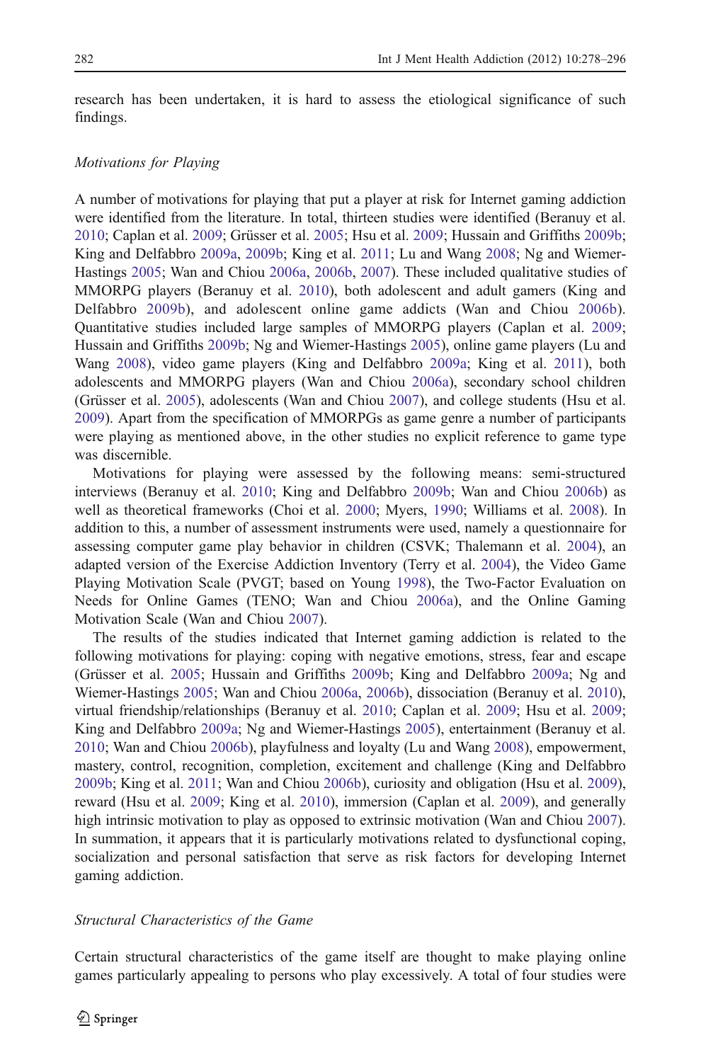research has been undertaken, it is hard to assess the etiological significance of such findings.

### *Motivations for Playing*

A number of motivations for playing that put a player at risk for Internet gaming addiction were identified from the literature. In total, thirteen studies were identified (Beranuy et al. 2010; Caplan et al. 2009; Grüsser et al. 2005; Hsu et al. 2009; Hussain and Griffiths 2009b; King and Delfabbro 2009a, 2009b; King et al. 2011; Lu and Wang 2008; Ng and Wiemer-Hastings 2005; Wan and Chiou 2006a, 2006b, 2007). These included qualitative studies of MMORPG players (Beranuy et al. 2010), both adolescent and adult gamers (King and Delfabbro 2009b), and adolescent online game addicts (Wan and Chiou 2006b). Quantitative studies included large samples of MMORPG players (Caplan et al. 2009; Hussain and Griffiths 2009b; Ng and Wiemer-Hastings 2005), online game players (Lu and Wang 2008), video game players (King and Delfabbro 2009a; King et al. 2011), both adolescents and MMORPG players (Wan and Chiou 2006a), secondary school children (Grüsser et al. 2005), adolescents (Wan and Chiou 2007), and college students (Hsu et al. 2009). Apart from the specification of MMORPGs as game genre a number of participants were playing as mentioned above, in the other studies no explicit reference to game type was discernible.

Motivations for playing were assessed by the following means: semi-structured interviews (Beranuy et al. 2010; King and Delfabbro 2009b; Wan and Chiou 2006b) as well as theoretical frameworks (Choi et al. 2000; Myers, 1990; Williams et al. 2008). In addition to this, a number of assessment instruments were used, namely a questionnaire for assessing computer game play behavior in children (CSVK; Thalemann et al. 2004), an adapted version of the Exercise Addiction Inventory (Terry et al. 2004), the Video Game Playing Motivation Scale (PVGT; based on Young 1998), the Two-Factor Evaluation on Needs for Online Games (TENO; Wan and Chiou 2006a), and the Online Gaming Motivation Scale (Wan and Chiou 2007).

The results of the studies indicated that Internet gaming addiction is related to the following motivations for playing: coping with negative emotions, stress, fear and escape (Grüsser et al. 2005; Hussain and Griffiths 2009b; King and Delfabbro 2009a; Ng and Wiemer-Hastings 2005; Wan and Chiou 2006a, 2006b), dissociation (Beranuy et al. 2010), virtual friendship/relationships (Beranuy et al. 2010; Caplan et al. 2009; Hsu et al. 2009; King and Delfabbro 2009a; Ng and Wiemer-Hastings 2005), entertainment (Beranuy et al. 2010; Wan and Chiou 2006b), playfulness and loyalty (Lu and Wang 2008), empowerment, mastery, control, recognition, completion, excitement and challenge (King and Delfabbro 2009b; King et al. 2011; Wan and Chiou 2006b), curiosity and obligation (Hsu et al. 2009), reward (Hsu et al. 2009; King et al. 2010), immersion (Caplan et al. 2009), and generally high intrinsic motivation to play as opposed to extrinsic motivation (Wan and Chiou 2007). In summation, it appears that it is particularly motivations related to dysfunctional coping, socialization and personal satisfaction that serve as risk factors for developing Internet gaming addiction.

### *Structural Characteristics of the Game*

Certain structural characteristics of the game itself are thought to make playing online games particularly appealing to persons who play excessively. A total of four studies were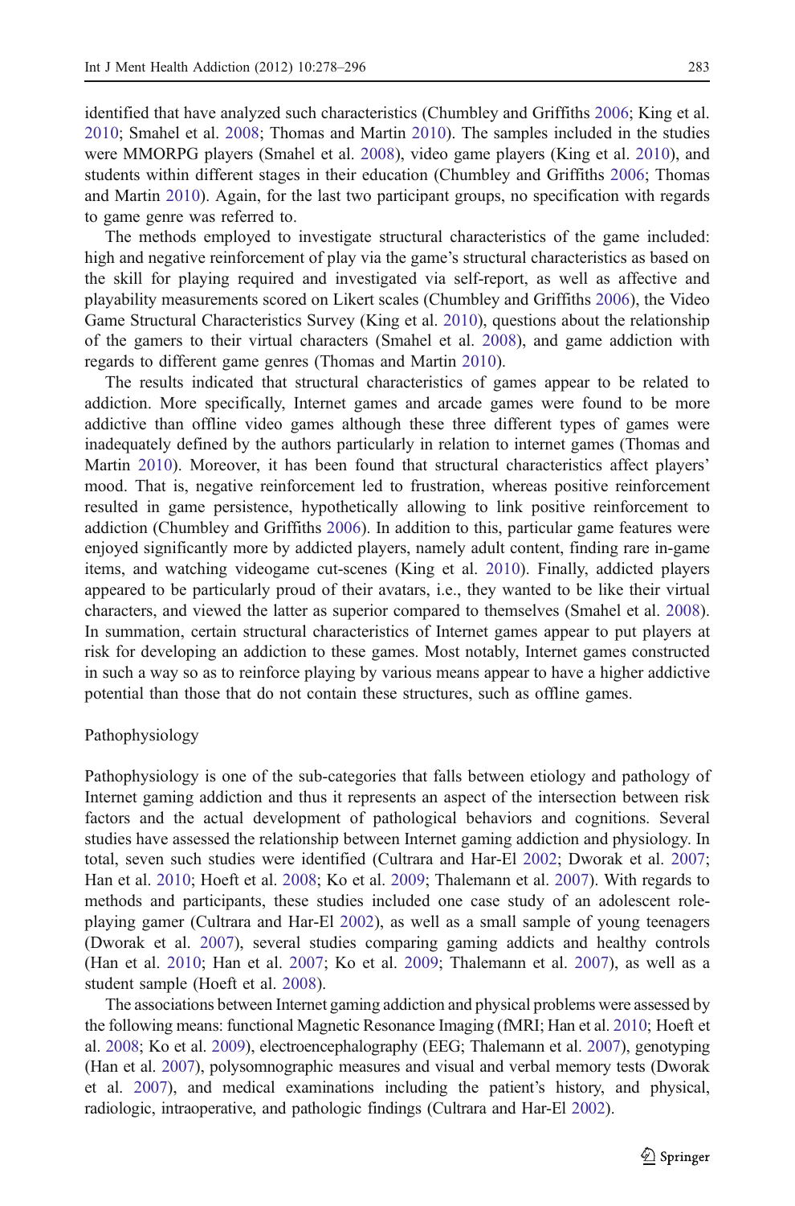identified that have analyzed such characteristics (Chumbley and Griffiths 2006; King et al. 2010; Smahel et al. 2008; Thomas and Martin 2010). The samples included in the studies were MMORPG players (Smahel et al. 2008), video game players (King et al. 2010), and students within different stages in their education (Chumbley and Griffiths 2006; Thomas and Martin 2010). Again, for the last two participant groups, no specification with regards to game genre was referred to.

The methods employed to investigate structural characteristics of the game included: high and negative reinforcement of play via the game's structural characteristics as based on the skill for playing required and investigated via self-report, as well as affective and playability measurements scored on Likert scales (Chumbley and Griffiths 2006), the Video Game Structural Characteristics Survey (King et al. 2010), questions about the relationship of the gamers to their virtual characters (Smahel et al. 2008), and game addiction with regards to different game genres (Thomas and Martin 2010).

The results indicated that structural characteristics of games appear to be related to addiction. More specifically, Internet games and arcade games were found to be more addictive than offline video games although these three different types of games were inadequately defined by the authors particularly in relation to internet games (Thomas and Martin 2010). Moreover, it has been found that structural characteristics affect players' mood. That is, negative reinforcement led to frustration, whereas positive reinforcement resulted in game persistence, hypothetically allowing to link positive reinforcement to addiction (Chumbley and Griffiths 2006). In addition to this, particular game features were enjoyed significantly more by addicted players, namely adult content, finding rare in-game items, and watching videogame cut-scenes (King et al. 2010). Finally, addicted players appeared to be particularly proud of their avatars, i.e., they wanted to be like their virtual characters, and viewed the latter as superior compared to themselves (Smahel et al. 2008). In summation, certain structural characteristics of Internet games appear to put players at risk for developing an addiction to these games. Most notably, Internet games constructed in such a way so as to reinforce playing by various means appear to have a higher addictive potential than those that do not contain these structures, such as offline games.

## Pathophysiology

Pathophysiology is one of the sub-categories that falls between etiology and pathology of Internet gaming addiction and thus it represents an aspect of the intersection between risk factors and the actual development of pathological behaviors and cognitions. Several studies have assessed the relationship between Internet gaming addiction and physiology. In total, seven such studies were identified (Cultrara and Har-El 2002; Dworak et al. 2007; Han et al. 2010; Hoeft et al. 2008; Ko et al. 2009; Thalemann et al. 2007). With regards to methods and participants, these studies included one case study of an adolescent role-playing gamer (Cultrara and Har-El 2002), as well as a small sample of young teenagers (Dworak et al. 2007), several studies comparing gaming addicts and healthy controls (Han et al. 2010; Han et al. 2007; Ko et al. 2009; Thalemann et al. 2007), as well as a student sample (Hoeft et al. 2008).

The associations between Internet gaming addiction and physical problems were assessed by the following means: functional Magnetic Resonance Imaging (fMRI; Han et al. 2010; Hoeft et al. 2008; Ko et al. 2009), electroencephalography (EEG; Thalemann et al. 2007), genotyping (Han et al. 2007), polysomnographic measures and visual and verbal memory tests (Dworak et al. 2007), and medical examinations including the patient's history, and physical, radiologic, intraoperative, and pathologic findings (Cultrara and Har-El 2002).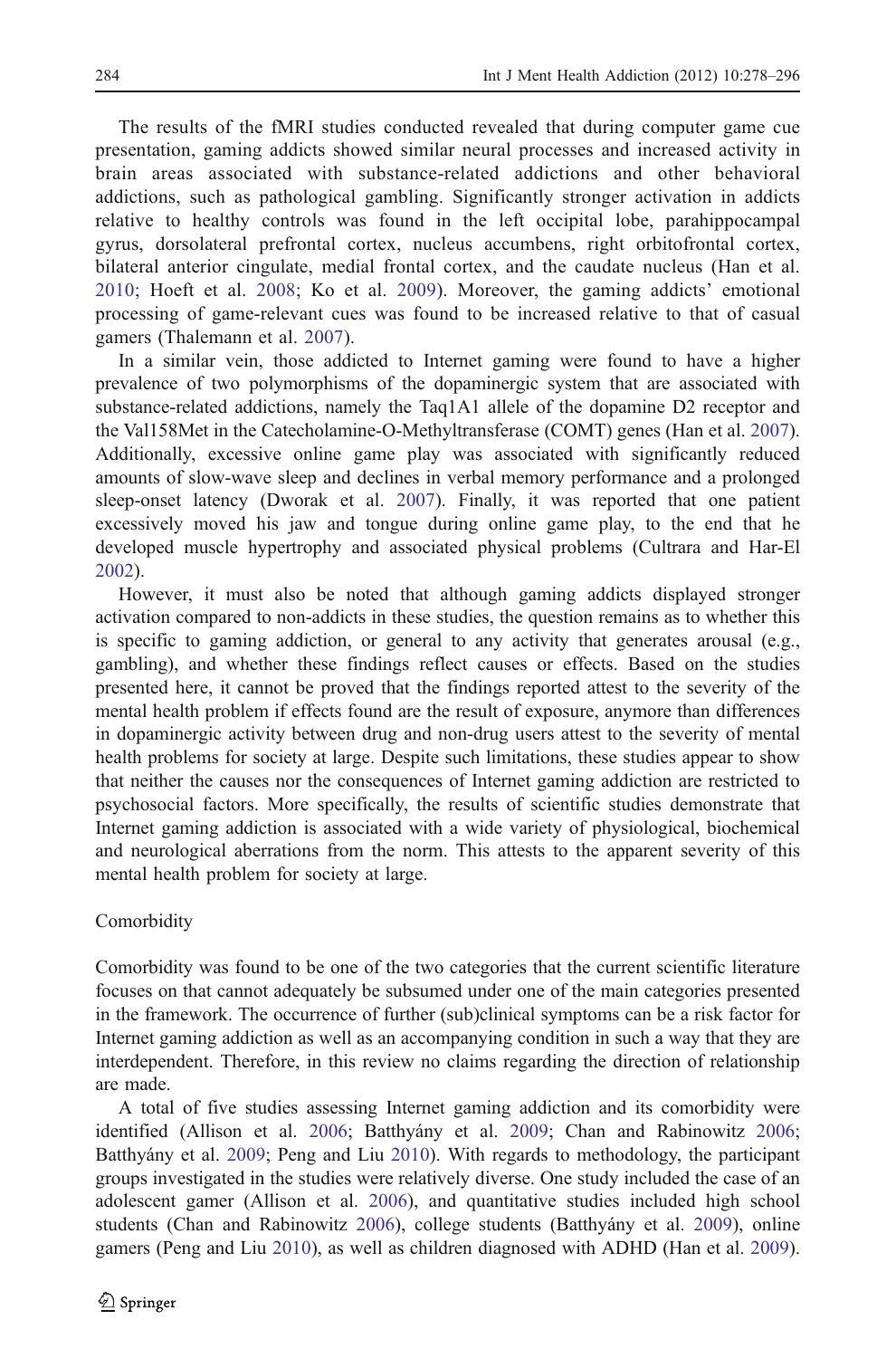The results of the fMRI studies conducted revealed that during computer game cue presentation, gaming addicts showed similar neural processes and increased activity in brain areas associated with substance-related addictions and other behavioral addictions, such as pathological gambling. Significantly stronger activation in addicts relative to healthy controls was found in the left occipital lobe, parahippocampal gyrus, dorsolateral prefrontal cortex, nucleus accumbens, right orbitofrontal cortex, bilateral anterior cingulate, medial frontal cortex, and the caudate nucleus (Han et al. 2010; Hoeft et al. 2008; Ko et al. 2009). Moreover, the gaming addicts' emotional processing of game-relevant cues was found to be increased relative to that of casual gamers (Thalemann et al. 2007).

In a similar vein, those addicted to Internet gaming were found to have a higher prevalence of two polymorphisms of the dopaminergic system that are associated with substance-related addictions, namely the Taq1A1 allele of the dopamine D2 receptor and the Val158Met in the Catecholamine-O-Methyltransferase (COMT) genes (Han et al. 2007). Additionally, excessive online game play was associated with significantly reduced amounts of slow-wave sleep and declines in verbal memory performance and a prolonged sleep-onset latency (Dworak et al. 2007). Finally, it was reported that one patient excessively moved his jaw and tongue during online game play, to the end that he developed muscle hypertrophy and associated physical problems (Cultrara and Har-El 2002).

However, it must also be noted that although gaming addicts displayed stronger activation compared to non-addicts in these studies, the question remains as to whether this is specific to gaming addiction, or general to any activity that generates arousal (e.g., gambling), and whether these findings reflect causes or effects. Based on the studies presented here, it cannot be proved that the findings reported attest to the severity of the mental health problem if effects found are the result of exposure, anymore than differences in dopaminergic activity between drug and non-drug users attest to the severity of mental health problems for society at large. Despite such limitations, these studies appear to show that neither the causes nor the consequences of Internet gaming addiction are restricted to psychosocial factors. More specifically, the results of scientific studies demonstrate that Internet gaming addiction is associated with a wide variety of physiological, biochemical and neurological aberrations from the norm. This attests to the apparent severity of this mental health problem for society at large.

### Comorbidity

Comorbidity was found to be one of the two categories that the current scientific literature focuses on that cannot adequately be subsumed under one of the main categories presented in the framework. The occurrence of further (sub)clinical symptoms can be a risk factor for Internet gaming addiction as well as an accompanying condition in such a way that they are interdependent. Therefore, in this review no claims regarding the direction of relationship are made.

A total of five studies assessing Internet gaming addiction and its comorbidity were identified (Allison et al. 2006; Batthyány et al. 2009; Chan and Rabinowitz 2006; Batthyány et al. 2009; Peng and Liu 2010). With regards to methodology, the participant groups investigated in the studies were relatively diverse. One study included the case of an adolescent gamer (Allison et al. 2006), and quantitative studies included high school students (Chan and Rabinowitz 2006), college students (Batthyány et al. 2009), online gamers (Peng and Liu 2010), as well as children diagnosed with ADHD (Han et al. 2009).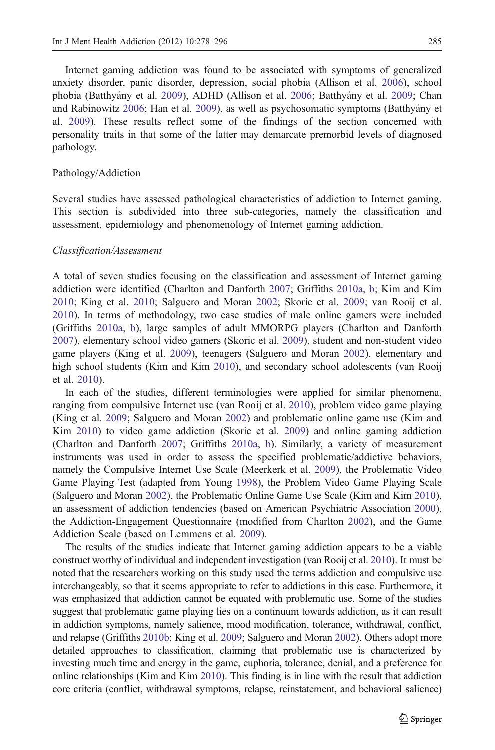Internet gaming addiction was found to be associated with symptoms of generalized anxiety disorder, panic disorder, depression, social phobia (Allison et al. 2006), school phobia (Batthyány et al. 2009), ADHD (Allison et al. 2006; Batthyány et al. 2009; Chan and Rabinowitz 2006; Han et al. 2009), as well as psychosomatic symptoms (Batthyány et al. 2009). These results reflect some of the findings of the section concerned with personality traits in that some of the latter may demarcate premorbid levels of diagnosed pathology.

### Pathology/Addiction

Several studies have assessed pathological characteristics of addiction to Internet gaming. This section is subdivided into three sub-categories, namely the classification and assessment, epidemiology and phenomenology of Internet gaming addiction.

#### *Classification/Assessment*

A total of seven studies focusing on the classification and assessment of Internet gaming addiction were identified (Charlton and Danforth 2007; Griffiths 2010a, b; Kim and Kim 2010; King et al. 2010; Salguero and Moran 2002; Skoric et al. 2009; van Rooij et al. 2010). In terms of methodology, two case studies of male online gamers were included (Griffiths 2010a, b), large samples of adult MMORPG players (Charlton and Danforth 2007), elementary school video gamers (Skoric et al. 2009), student and non-student video game players (King et al. 2009), teenagers (Salguero and Moran 2002), elementary and high school students (Kim and Kim 2010), and secondary school adolescents (van Rooij et al. 2010).

In each of the studies, different terminologies were applied for similar phenomena, ranging from compulsive Internet use (van Rooij et al. 2010), problem video game playing (King et al. 2009; Salguero and Moran 2002) and problematic online game use (Kim and Kim 2010) to video game addiction (Skoric et al. 2009) and online gaming addiction (Charlton and Danforth 2007; Griffiths 2010a, b). Similarly, a variety of measurement instruments was used in order to assess the specified problematic/addictive behaviors, namely the Compulsive Internet Use Scale (Meerkerk et al. 2009), the Problematic Video Game Playing Test (adapted from Young 1998), the Problem Video Game Playing Scale (Salguero and Moran 2002), the Problematic Online Game Use Scale (Kim and Kim 2010), an assessment of addiction tendencies (based on American Psychiatric Association 2000), the Addiction-Engagement Questionnaire (modified from Charlton 2002), and the Game Addiction Scale (based on Lemmens et al. 2009).

The results of the studies indicate that Internet gaming addiction appears to be a viable construct worthy of individual and independent investigation (van Rooij et al. 2010). It must be noted that the researchers working on this study used the terms addiction and compulsive use interchangeably, so that it seems appropriate to refer to addictions in this case. Furthermore, it was emphasized that addiction cannot be equated with problematic use. Some of the studies suggest that problematic game playing lies on a continuum towards addiction, as it can result in addiction symptoms, namely salience, mood modification, tolerance, withdrawal, conflict, and relapse (Griffiths 2010b; King et al. 2009; Salguero and Moran 2002). Others adopt more detailed approaches to classification, claiming that problematic use is characterized by investing much time and energy in the game, euphoria, tolerance, denial, and a preference for online relationships (Kim and Kim 2010). This finding is in line with the result that addiction core criteria (conflict, withdrawal symptoms, relapse, reinstatement, and behavioral salience)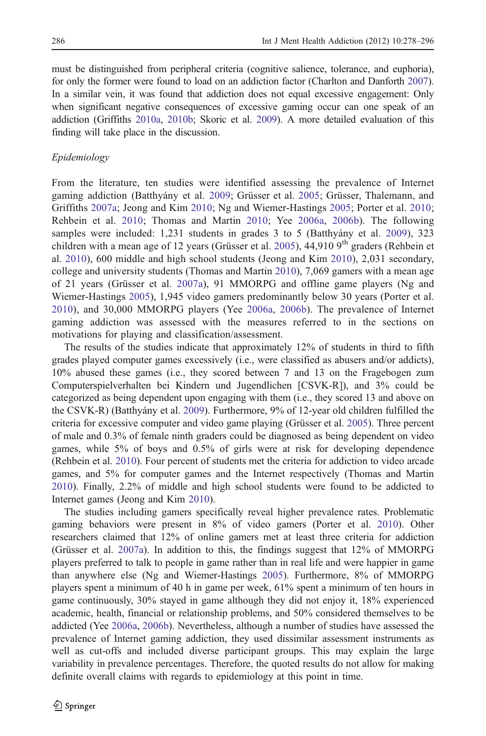must be distinguished from peripheral criteria (cognitive salience, tolerance, and euphoria), for only the former were found to load on an addiction factor (Charlton and Danforth 2007). In a similar vein, it was found that addiction does not equal excessive engagement: Only when significant negative consequences of excessive gaming occur can one speak of an addiction (Griffiths 2010a, 2010b; Skoric et al. 2009). A more detailed evaluation of this finding will take place in the discussion.

*Epidemiology*

From the literature, ten studies were identified assessing the prevalence of Internet gaming addiction (Batthyány et al. 2009; Grüsser et al. 2005; Grüsser, Thalemann, and Griffiths 2007a; Jeong and Kim 2010; Ng and Wiemer-Hastings 2005; Porter et al. 2010; Rehbein et al. 2010; Thomas and Martin 2010; Yee 2006a, 2006b). The following samples were included: 1,231 students in grades 3 to 5 (Batthyány et al. 2009), 323 children with a mean age of 12 years (Grüsser et al. 2005), 44,910 9th graders (Rehbein et al. 2010), 600 middle and high school students (Jeong and Kim 2010), 2,031 secondary, college and university students (Thomas and Martin 2010), 7,069 gamers with a mean age of 21 years (Grüsser et al. 2007a), 91 MMORPG and offline game players (Ng and Wiemer-Hastings 2005), 1,945 video gamers predominantly below 30 years (Porter et al. 2010), and 30,000 MMORPG players (Yee 2006a, 2006b). The prevalence of Internet gaming addiction was assessed with the measures referred to in the sections on motivations for playing and classification/assessment.

The results of the studies indicate that approximately 12% of students in third to fifth grades played computer games excessively (i.e., were classified as abusers and/or addicts), 10% abused these games (i.e., they scored between 7 and 13 on the Fragebogen zum Computerspielverhalten bei Kindern und Jugendlichen [CSVK-R]), and 3% could be categorized as being dependent upon engaging with them (i.e., they scored 13 and above on the CSVK-R) (Batthyány et al. 2009). Furthermore, 9% of 12-year old children fulfilled the criteria for excessive computer and video game playing (Grüsser et al. 2005). Three percent of male and 0.3% of female ninth graders could be diagnosed as being dependent on video games, while 5% of boys and 0.5% of girls were at risk for developing dependence (Rehbein et al. 2010). Four percent of students met the criteria for addiction to video arcade games, and 5% for computer games and the Internet respectively (Thomas and Martin 2010). Finally, 2.2% of middle and high school students were found to be addicted to Internet games (Jeong and Kim 2010).

The studies including gamers specifically reveal higher prevalence rates. Problematic gaming behaviors were present in 8% of video gamers (Porter et al. 2010). Other researchers claimed that 12% of online gamers met at least three criteria for addiction (Grüsser et al. 2007a). In addition to this, the findings suggest that 12% of MMORPG players preferred to talk to people in game rather than in real life and were happier in game than anywhere else (Ng and Wiemer-Hastings 2005). Furthermore, 8% of MMORPG players spent a minimum of 40 h in game per week, 61% spent a minimum of ten hours in game continuously, 30% stayed in game although they did not enjoy it, 18% experienced academic, health, financial or relationship problems, and 50% considered themselves to be addicted (Yee 2006a, 2006b). Nevertheless, although a number of studies have assessed the prevalence of Internet gaming addiction, they used dissimilar assessment instruments as well as cut-offs and included diverse participant groups. This may explain the large variability in prevalence percentages. Therefore, the quoted results do not allow for making definite overall claims with regards to epidemiology at this point in time.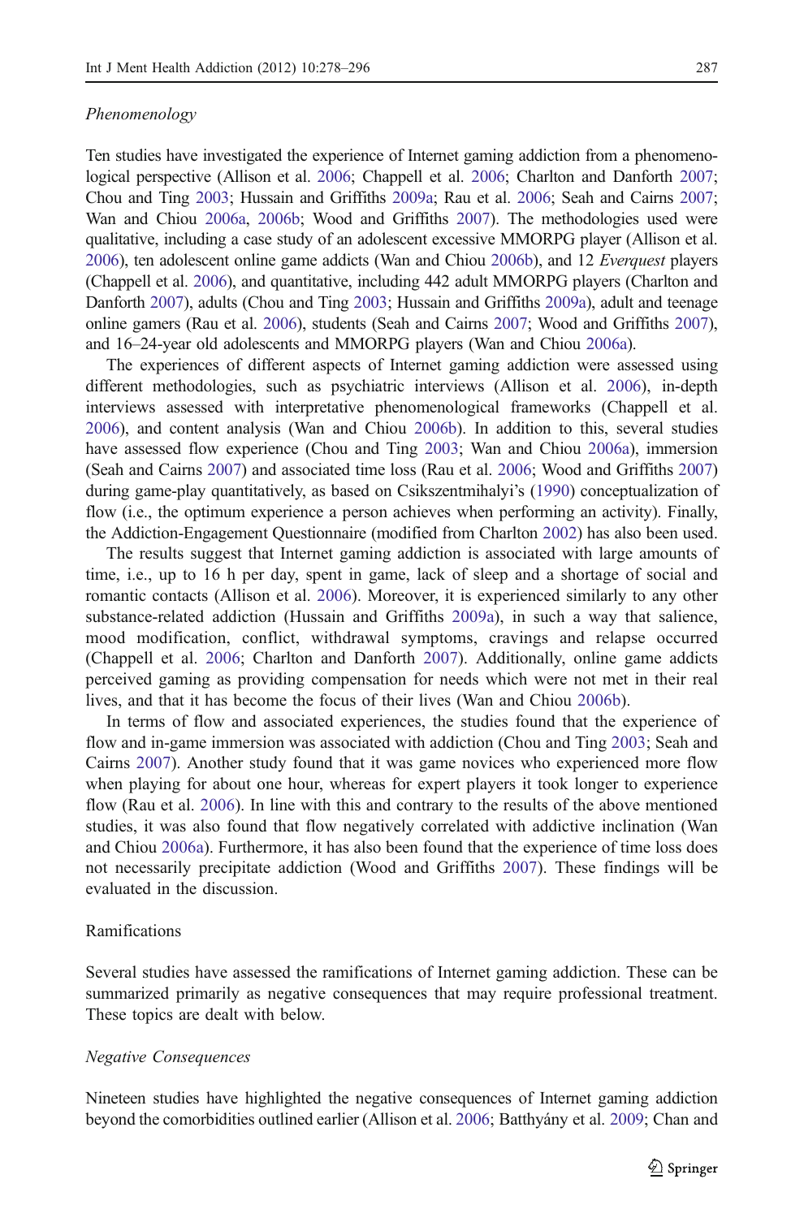*Phenomenology*

Ten studies have investigated the experience of Internet gaming addiction from a phenomenological perspective (Allison et al. 2006; Chappell et al. 2006; Charlton and Danforth 2007; Chou and Ting 2003; Hussain and Griffiths 2009a; Rau et al. 2006; Seah and Cairns 2007; Wan and Chiou 2006a, 2006b; Wood and Griffiths 2007). The methodologies used were qualitative, including a case study of an adolescent excessive MMORPG player (Allison et al. 2006), ten adolescent online game addicts (Wan and Chiou 2006b), and 12 *Everquest* players (Chappell et al. 2006), and quantitative, including 442 adult MMORPG players (Charlton and Danforth 2007), adults (Chou and Ting 2003; Hussain and Griffiths 2009a), adult and teenage online gamers (Rau et al. 2006), students (Seah and Cairns 2007; Wood and Griffiths 2007), and 16–24-year old adolescents and MMORPG players (Wan and Chiou 2006a).

The experiences of different aspects of Internet gaming addiction were assessed using different methodologies, such as psychiatric interviews (Allison et al. 2006), in-depth interviews assessed with interpretative phenomenological frameworks (Chappell et al. 2006), and content analysis (Wan and Chiou 2006b). In addition to this, several studies have assessed flow experience (Chou and Ting 2003; Wan and Chiou 2006a), immersion (Seah and Cairns 2007) and associated time loss (Rau et al. 2006; Wood and Griffiths 2007) during game-play quantitatively, as based on Csikszentmihalyi's (1990) conceptualization of flow (i.e., the optimum experience a person achieves when performing an activity). Finally, the Addiction-Engagement Questionnaire (modified from Charlton 2002) has also been used.

The results suggest that Internet gaming addiction is associated with large amounts of time, i.e., up to 16 h per day, spent in game, lack of sleep and a shortage of social and romantic contacts (Allison et al. 2006). Moreover, it is experienced similarly to any other substance-related addiction (Hussain and Griffiths 2009a), in such a way that salience, mood modification, conflict, withdrawal symptoms, cravings and relapse occurred (Chappell et al. 2006; Charlton and Danforth 2007). Additionally, online game addicts perceived gaming as providing compensation for needs which were not met in their real lives, and that it has become the focus of their lives (Wan and Chiou 2006b).

In terms of flow and associated experiences, the studies found that the experience of flow and in-game immersion was associated with addiction (Chou and Ting 2003; Seah and Cairns 2007). Another study found that it was game novices who experienced more flow when playing for about one hour, whereas for expert players it took longer to experience flow (Rau et al. 2006). In line with this and contrary to the results of the above mentioned studies, it was also found that flow negatively correlated with addictive inclination (Wan and Chiou 2006a). Furthermore, it has also been found that the experience of time loss does not necessarily precipitate addiction (Wood and Griffiths 2007). These findings will be evaluated in the discussion.

## Ramifications

Several studies have assessed the ramifications of Internet gaming addiction. These can be summarized primarily as negative consequences that may require professional treatment. These topics are dealt with below.

*Negative Consequences*

Nineteen studies have highlighted the negative consequences of Internet gaming addiction beyond the comorbidities outlined earlier (Allison et al. 2006; Batthyány et al. 2009; Chan and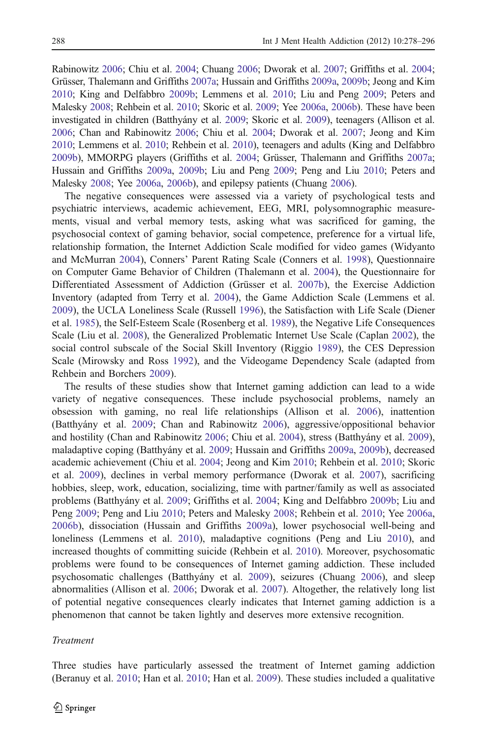Rabinowitz 2006; Chiu et al. 2004; Chuang 2006; Dworak et al. 2007; Griffiths et al. 2004; Grüsser, Thalemann and Griffiths 2007a; Hussain and Griffiths 2009a, 2009b; Jeong and Kim 2010; King and Delfabbro 2009b; Lemmens et al. 2010; Liu and Peng 2009; Peters and Malesky 2008; Rehbein et al. 2010; Skoric et al. 2009; Yee 2006a, 2006b). These have been investigated in children (Batthyány et al. 2009; Skoric et al. 2009), teenagers (Allison et al. 2006; Chan and Rabinowitz 2006; Chiu et al. 2004; Dworak et al. 2007; Jeong and Kim 2010; Lemmens et al. 2010; Rehbein et al. 2010), teenagers and adults (King and Delfabbro 2009b), MMORPG players (Griffiths et al. 2004; Grüsser, Thalemann and Griffiths 2007a; Hussain and Griffiths 2009a, 2009b; Liu and Peng 2009; Peng and Liu 2010; Peters and Malesky 2008; Yee 2006a, 2006b), and epilepsy patients (Chuang 2006).

The negative consequences were assessed via a variety of psychological tests and psychiatric interviews, academic achievement, EEG, MRI, polysomnographic measurements, visual and verbal memory tests, asking what was sacrificed for gaming, the psychosocial context of gaming behavior, social competence, preference for a virtual life, relationship formation, the Internet Addiction Scale modified for video games (Widyanto and McMurran 2004), Conners' Parent Rating Scale (Conners et al. 1998), Questionnaire on Computer Game Behavior of Children (Thalemann et al. 2004), the Questionnaire for Differentiated Assessment of Addiction (Grüsser et al. 2007b), the Exercise Addiction Inventory (adapted from Terry et al. 2004), the Game Addiction Scale (Lemmens et al. 2009), the UCLA Loneliness Scale (Russell 1996), the Satisfaction with Life Scale (Diener et al. 1985), the Self-Esteem Scale (Rosenberg et al. 1989), the Negative Life Consequences Scale (Liu et al. 2008), the Generalized Problematic Internet Use Scale (Caplan 2002), the social control subscale of the Social Skill Inventory (Riggio 1989), the CES Depression Scale (Mirowsky and Ross 1992), and the Videogame Dependency Scale (adapted from Rehbein and Borchers 2009).

The results of these studies show that Internet gaming addiction can lead to a wide variety of negative consequences. These include psychosocial problems, namely an obsession with gaming, no real life relationships (Allison et al. 2006), inattention (Batthyány et al. 2009; Chan and Rabinowitz 2006), aggressive/oppositional behavior and hostility (Chan and Rabinowitz 2006; Chiu et al. 2004), stress (Batthyány et al. 2009), maladaptive coping (Batthyány et al. 2009; Hussain and Griffiths 2009a, 2009b), decreased academic achievement (Chiu et al. 2004; Jeong and Kim 2010; Rehbein et al. 2010; Skoric et al. 2009), declines in verbal memory performance (Dworak et al. 2007), sacrificing hobbies, sleep, work, education, socializing, time with partner/family as well as associated problems (Batthyány et al. 2009; Griffiths et al. 2004; King and Delfabbro 2009b; Liu and Peng 2009; Peng and Liu 2010; Peters and Malesky 2008; Rehbein et al. 2010; Yee 2006a, 2006b), dissociation (Hussain and Griffiths 2009a), lower psychosocial well-being and loneliness (Lemmens et al. 2010), maladaptive cognitions (Peng and Liu 2010), and increased thoughts of committing suicide (Rehbein et al. 2010). Moreover, psychosomatic problems were found to be consequences of Internet gaming addiction. These included psychosomatic challenges (Batthyány et al. 2009), seizures (Chuang 2006), and sleep abnormalities (Allison et al. 2006; Dworak et al. 2007). Altogether, the relatively long list of potential negative consequences clearly indicates that Internet gaming addiction is a phenomenon that cannot be taken lightly and deserves more extensive recognition.

*Treatment*

Three studies have particularly assessed the treatment of Internet gaming addiction (Beranuy et al. 2010; Han et al. 2010; Han et al. 2009). These studies included a qualitative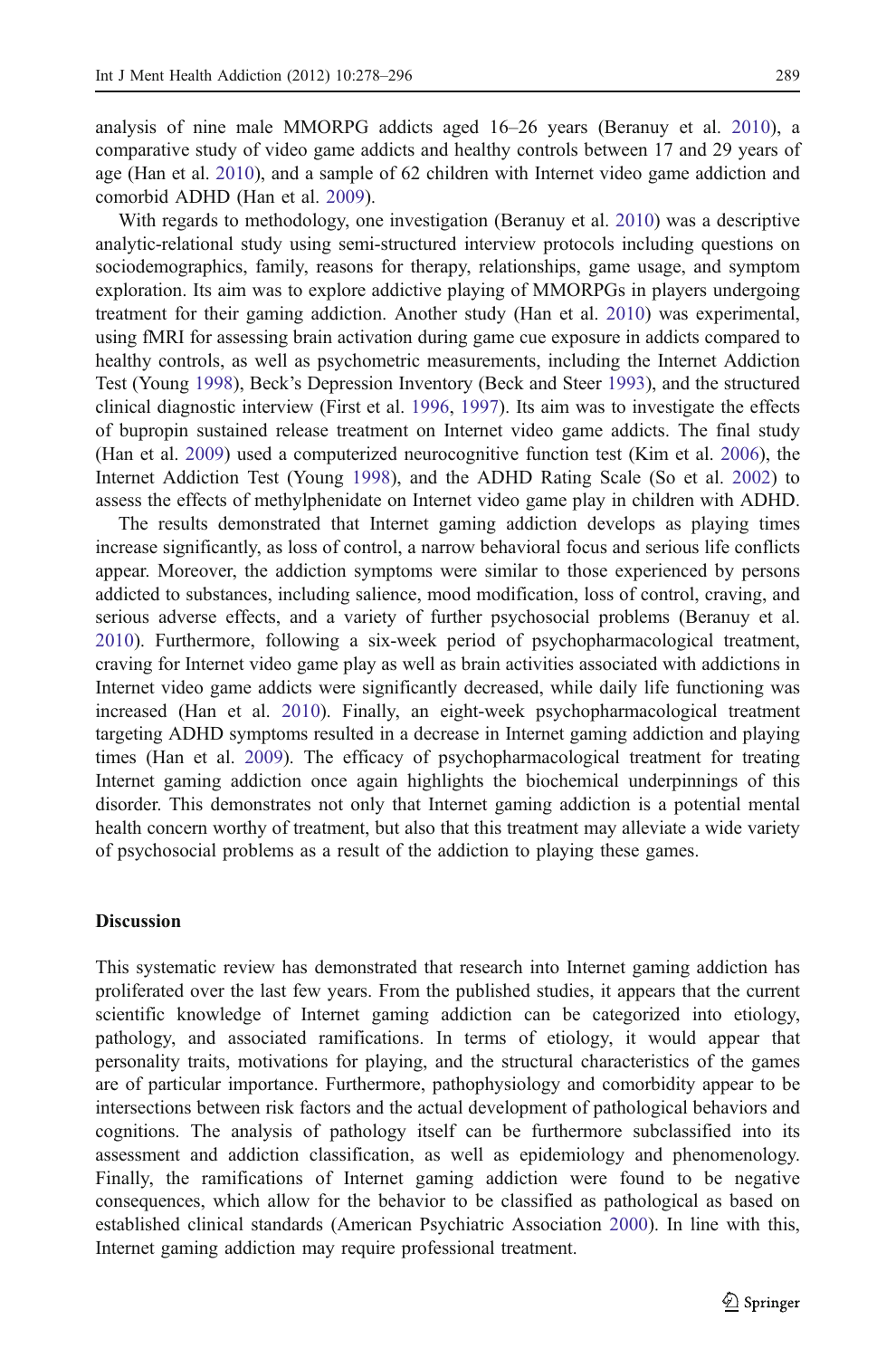analysis of nine male MMORPG addicts aged 16–26 years (Beranuy et al. 2010), a comparative study of video game addicts and healthy controls between 17 and 29 years of age (Han et al. 2010), and a sample of 62 children with Internet video game addiction and comorbid ADHD (Han et al. 2009).

With regards to methodology, one investigation (Beranuy et al. 2010) was a descriptive analytic-relational study using semi-structured interview protocols including questions on sociodemographics, family, reasons for therapy, relationships, game usage, and symptom exploration. Its aim was to explore addictive playing of MMORPGs in players undergoing treatment for their gaming addiction. Another study (Han et al. 2010) was experimental, using fMRI for assessing brain activation during game cue exposure in addicts compared to healthy controls, as well as psychometric measurements, including the Internet Addiction Test (Young 1998), Beck's Depression Inventory (Beck and Steer 1993), and the structured clinical diagnostic interview (First et al. 1996, 1997). Its aim was to investigate the effects of bupropin sustained release treatment on Internet video game addicts. The final study (Han et al. 2009) used a computerized neurocognitive function test (Kim et al. 2006), the Internet Addiction Test (Young 1998), and the ADHD Rating Scale (So et al. 2002) to assess the effects of methylphenidate on Internet video game play in children with ADHD.

The results demonstrated that Internet gaming addiction develops as playing times increase significantly, as loss of control, a narrow behavioral focus and serious life conflicts appear. Moreover, the addiction symptoms were similar to those experienced by persons addicted to substances, including salience, mood modification, loss of control, craving, and serious adverse effects, and a variety of further psychosocial problems (Beranuy et al. 2010). Furthermore, following a six-week period of psychopharmacological treatment, craving for Internet video game play as well as brain activities associated with addictions in Internet video game addicts were significantly decreased, while daily life functioning was increased (Han et al. 2010). Finally, an eight-week psychopharmacological treatment targeting ADHD symptoms resulted in a decrease in Internet gaming addiction and playing times (Han et al. 2009). The efficacy of psychopharmacological treatment for treating Internet gaming addiction once again highlights the biochemical underpinnings of this disorder. This demonstrates not only that Internet gaming addiction is a potential mental health concern worthy of treatment, but also that this treatment may alleviate a wide variety of psychosocial problems as a result of the addiction to playing these games.

## Discussion

This systematic review has demonstrated that research into Internet gaming addiction has proliferated over the last few years. From the published studies, it appears that the current scientific knowledge of Internet gaming addiction can be categorized into etiology, pathology, and associated ramifications. In terms of etiology, it would appear that personality traits, motivations for playing, and the structural characteristics of the games are of particular importance. Furthermore, pathophysiology and comorbidity appear to be intersections between risk factors and the actual development of pathological behaviors and cognitions. The analysis of pathology itself can be furthermore subclassified into its assessment and addiction classification, as well as epidemiology and phenomenology. Finally, the ramifications of Internet gaming addiction were found to be negative consequences, which allow for the behavior to be classified as pathological as based on established clinical standards (American Psychiatric Association 2000). In line with this, Internet gaming addiction may require professional treatment.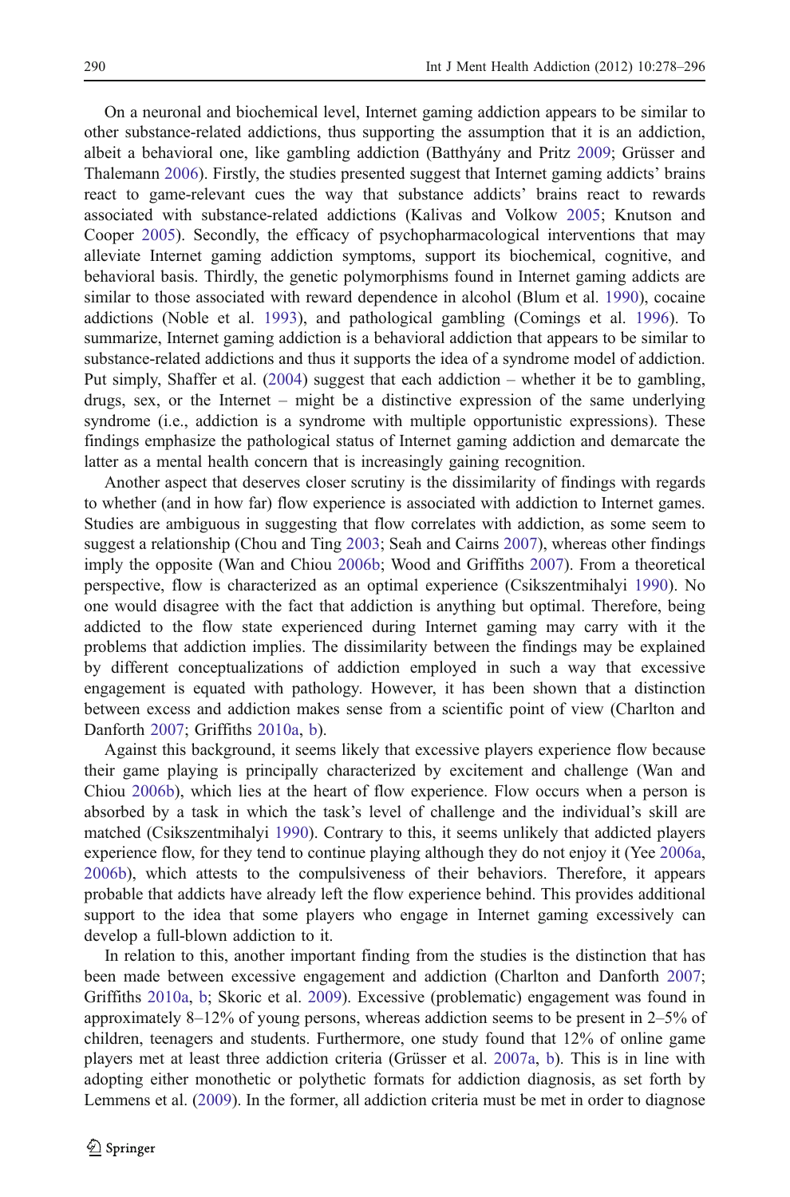On a neuronal and biochemical level, Internet gaming addiction appears to be similar to other substance-related addictions, thus supporting the assumption that it is an addiction, albeit a behavioral one, like gambling addiction (Batthyány and Pritz 2009; Grüsser and Thalemann 2006). Firstly, the studies presented suggest that Internet gaming addicts' brains react to game-relevant cues the way that substance addicts' brains react to rewards associated with substance-related addictions (Kalivas and Volkow 2005; Knutson and Cooper 2005). Secondly, the efficacy of psychopharmacological interventions that may alleviate Internet gaming addiction symptoms, support its biochemical, cognitive, and behavioral basis. Thirdly, the genetic polymorphisms found in Internet gaming addicts are similar to those associated with reward dependence in alcohol (Blum et al. 1990), cocaine addictions (Noble et al. 1993), and pathological gambling (Comings et al. 1996). To summarize, Internet gaming addiction is a behavioral addiction that appears to be similar to substance-related addictions and thus it supports the idea of a syndrome model of addiction. Put simply, Shaffer et al. (2004) suggest that each addiction – whether it be to gambling, drugs, sex, or the Internet – might be a distinctive expression of the same underlying syndrome (i.e., addiction is a syndrome with multiple opportunistic expressions). These findings emphasize the pathological status of Internet gaming addiction and demarcate the latter as a mental health concern that is increasingly gaining recognition.

Another aspect that deserves closer scrutiny is the dissimilarity of findings with regards to whether (and in how far) flow experience is associated with addiction to Internet games. Studies are ambiguous in suggesting that flow correlates with addiction, as some seem to suggest a relationship (Chou and Ting 2003; Seah and Cairns 2007), whereas other findings imply the opposite (Wan and Chiou 2006b; Wood and Griffiths 2007). From a theoretical perspective, flow is characterized as an optimal experience (Csikszentmihalyi 1990). No one would disagree with the fact that addiction is anything but optimal. Therefore, being addicted to the flow state experienced during Internet gaming may carry with it the problems that addiction implies. The dissimilarity between the findings may be explained by different conceptualizations of addiction employed in such a way that excessive engagement is equated with pathology. However, it has been shown that a distinction between excess and addiction makes sense from a scientific point of view (Charlton and Danforth 2007; Griffiths 2010a, b).

Against this background, it seems likely that excessive players experience flow because their game playing is principally characterized by excitement and challenge (Wan and Chiou 2006b), which lies at the heart of flow experience. Flow occurs when a person is absorbed by a task in which the task's level of challenge and the individual's skill are matched (Csikszentmihalyi 1990). Contrary to this, it seems unlikely that addicted players experience flow, for they tend to continue playing although they do not enjoy it (Yee 2006a, 2006b), which attests to the compulsiveness of their behaviors. Therefore, it appears probable that addicts have already left the flow experience behind. This provides additional support to the idea that some players who engage in Internet gaming excessively can develop a full-blown addiction to it.

In relation to this, another important finding from the studies is the distinction that has been made between excessive engagement and addiction (Charlton and Danforth 2007; Griffiths 2010a, b; Skoric et al. 2009). Excessive (problematic) engagement was found in approximately 8–12% of young persons, whereas addiction seems to be present in 2–5% of children, teenagers and students. Furthermore, one study found that 12% of online game players met at least three addiction criteria (Grüsser et al. 2007a, b). This is in line with adopting either monothetic or polythetic formats for addiction diagnosis, as set forth by Lemmens et al. (2009). In the former, all addiction criteria must be met in order to diagnose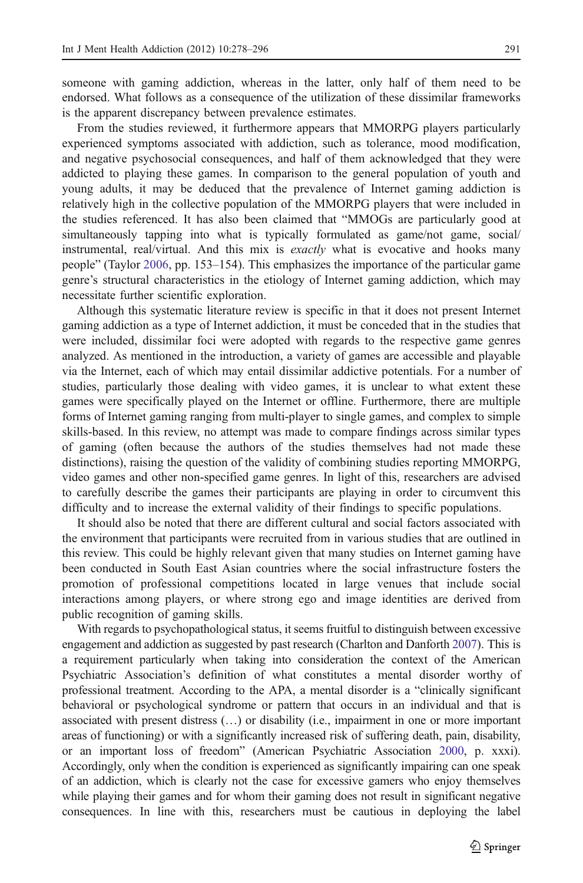someone with gaming addiction, whereas in the latter, only half of them need to be endorsed. What follows as a consequence of the utilization of these dissimilar frameworks is the apparent discrepancy between prevalence estimates.

From the studies reviewed, it furthermore appears that MMORPG players particularly experienced symptoms associated with addiction, such as tolerance, mood modification, and negative psychosocial consequences, and half of them acknowledged that they were addicted to playing these games. In comparison to the general population of youth and young adults, it may be deduced that the prevalence of Internet gaming addiction is relatively high in the collective population of the MMORPG players that were included in the studies referenced. It has also been claimed that "MMOGs are particularly good at simultaneously tapping into what is typically formulated as game/not game, social/instrumental, real/virtual. And this mix is *exactly* what is evocative and hooks many people" (Taylor 2006, pp. 153–154). This emphasizes the importance of the particular game genre's structural characteristics in the etiology of Internet gaming addiction, which may necessitate further scientific exploration.

Although this systematic literature review is specific in that it does not present Internet gaming addiction as a type of Internet addiction, it must be conceded that in the studies that were included, dissimilar foci were adopted with regards to the respective game genres analyzed. As mentioned in the introduction, a variety of games are accessible and playable via the Internet, each of which may entail dissimilar addictive potentials. For a number of studies, particularly those dealing with video games, it is unclear to what extent these games were specifically played on the Internet or offline. Furthermore, there are multiple forms of Internet gaming ranging from multi-player to single games, and complex to simple skills-based. In this review, no attempt was made to compare findings across similar types of gaming (often because the authors of the studies themselves had not made these distinctions), raising the question of the validity of combining studies reporting MMORPG, video games and other non-specified game genres. In light of this, researchers are advised to carefully describe the games their participants are playing in order to circumvent this difficulty and to increase the external validity of their findings to specific populations.

It should also be noted that there are different cultural and social factors associated with the environment that participants were recruited from in various studies that are outlined in this review. This could be highly relevant given that many studies on Internet gaming have been conducted in South East Asian countries where the social infrastructure fosters the promotion of professional competitions located in large venues that include social interactions among players, or where strong ego and image identities are derived from public recognition of gaming skills.

With regards to psychopathological status, it seems fruitful to distinguish between excessive engagement and addiction as suggested by past research (Charlton and Danforth 2007). This is a requirement particularly when taking into consideration the context of the American Psychiatric Association's definition of what constitutes a mental disorder worthy of professional treatment. According to the APA, a mental disorder is a "clinically significant behavioral or psychological syndrome or pattern that occurs in an individual and that is associated with present distress (…) or disability (i.e., impairment in one or more important areas of functioning) or with a significantly increased risk of suffering death, pain, disability, or an important loss of freedom" (American Psychiatric Association 2000, p. xxxi). Accordingly, only when the condition is experienced as significantly impairing can one speak of an addiction, which is clearly not the case for excessive gamers who enjoy themselves while playing their games and for whom their gaming does not result in significant negative consequences. In line with this, researchers must be cautious in deploying the label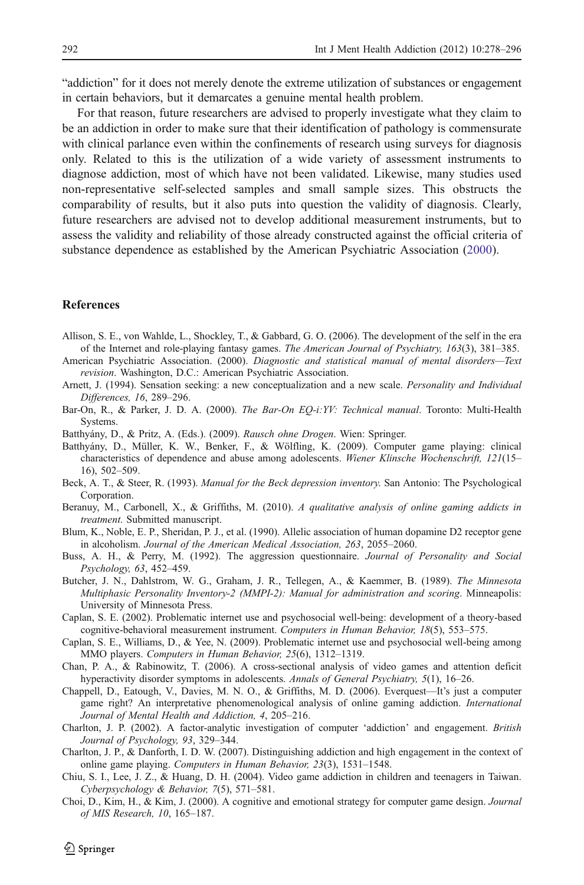"addiction" for it does not merely denote the extreme utilization of substances or engagement in certain behaviors, but it demarcates a genuine mental health problem.

For that reason, future researchers are advised to properly investigate what they claim to be an addiction in order to make sure that their identification of pathology is commensurate with clinical parlance even within the confinements of research using surveys for diagnosis only. Related to this is the utilization of a wide variety of assessment instruments to diagnose addiction, most of which have not been validated. Likewise, many studies used non-representative self-selected samples and small sample sizes. This obstructs the comparability of results, but it also puts into question the validity of diagnosis. Clearly, future researchers are advised not to develop additional measurement instruments, but to assess the validity and reliability of those already constructed against the official criteria of substance dependence as established by the American Psychiatric Association (2000).

## References

Allison, S. E., von Wahlde, L., Shockley, T., & Gabbard, G. O. (2006). The development of the self in the era of the Internet and role-playing fantasy games. *The American Journal of Psychiatry, 163*(3), 381–385.

American Psychiatric Association. (2000). *Diagnostic and statistical manual of mental disorders—Text revision*. Washington, D.C.: American Psychiatric Association.

Arnett, J. (1994). Sensation seeking: a new conceptualization and a new scale. *Personality and Individual Differences, 16*, 289–296.

Bar-On, R., & Parker, J. D. A. (2000). *The Bar-On EQ-i:YV: Technical manual*. Toronto: Multi-Health Systems.

Batthyány, D., & Pritz, A. (Eds.). (2009). *Rausch ohne Drogen*. Wien: Springer.

Batthyány, D., Müller, K. W., Benker, F., & Wölfling, K. (2009). Computer game playing: clinical characteristics of dependence and abuse among adolescents. *Wiener Klinsche Wochenschrift, 121*(15–16), 502–509.

Beck, A. T., & Steer, R. (1993). *Manual for the Beck depression inventory.* San Antonio: The Psychological Corporation.

Beranuy, M., Carbonell, X., & Griffiths, M. (2010). *A qualitative analysis of online gaming addicts in treatment*. Submitted manuscript.

Blum, K., Noble, E. P., Sheridan, P. J., et al. (1990). Allelic association of human dopamine D2 receptor gene in alcoholism. *Journal of the American Medical Association, 263*, 2055–2060.

Buss, A. H., & Perry, M. (1992). The aggression questionnaire. *Journal of Personality and Social Psychology, 63*, 452–459.

Butcher, J. N., Dahlstrom, W. G., Graham, J. R., Tellegen, A., & Kaemmer, B. (1989). *The Minnesota Multiphasic Personality Inventory-2 (MMPI-2): Manual for administration and scoring*. Minneapolis: University of Minnesota Press.

Caplan, S. E. (2002). Problematic internet use and psychosocial well-being: development of a theory-based cognitive-behavioral measurement instrument. *Computers in Human Behavior, 18*(5), 553–575.

Caplan, S. E., Williams, D., & Yee, N. (2009). Problematic internet use and psychosocial well-being among MMO players. *Computers in Human Behavior, 25*(6), 1312–1319.

Chan, P. A., & Rabinowitz, T. (2006). A cross-sectional analysis of video games and attention deficit hyperactivity disorder symptoms in adolescents. *Annals of General Psychiatry, 5*(1), 16–26.

Chappell, D., Eatough, V., Davies, M. N. O., & Griffiths, M. D. (2006). Everquest—It's just a computer game right? An interpretative phenomenological analysis of online gaming addiction. *International Journal of Mental Health and Addiction, 4*, 205–216.

Charlton, J. P. (2002). A factor-analytic investigation of computer 'addiction' and engagement. *British Journal of Psychology, 93*, 329–344.

Charlton, J. P., & Danforth, I. D. W. (2007). Distinguishing addiction and high engagement in the context of online game playing. *Computers in Human Behavior, 23*(3), 1531–1548.

Chiu, S. I., Lee, J. Z., & Huang, D. H. (2004). Video game addiction in children and teenagers in Taiwan. *Cyberpsychology & Behavior, 7*(5), 571–581.

Choi, D., Kim, H., & Kim, J. (2000). A cognitive and emotional strategy for computer game design. *Journal of MIS Research, 10*, 165–187.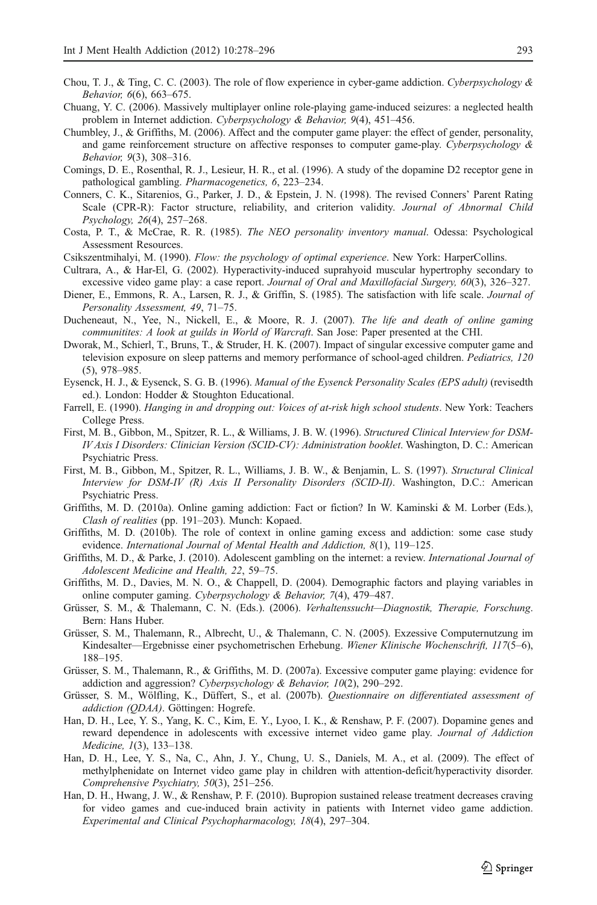Chou, T. J., & Ting, C. C. (2003). The role of flow experience in cyber-game addiction. *Cyberpsychology & Behavior, 6*(6), 663–675.

Chuang, Y. C. (2006). Massively multiplayer online role-playing game-induced seizures: a neglected health problem in Internet addiction. *Cyberpsychology & Behavior, 9*(4), 451–456.

Chumbley, J., & Griffiths, M. (2006). Affect and the computer game player: the effect of gender, personality, and game reinforcement structure on affective responses to computer game-play. *Cyberpsychology & Behavior, 9*(3), 308–316.

Comings, D. E., Rosenthal, R. J., Lesieur, H. R., et al. (1996). A study of the dopamine D2 receptor gene in pathological gambling. *Pharmacogenetics, 6*, 223–234.

Conners, C. K., Sitarenios, G., Parker, J. D., & Epstein, J. N. (1998). The revised Conners' Parent Rating Scale (CPR-R): Factor structure, reliability, and criterion validity. *Journal of Abnormal Child Psychology, 26*(4), 257–268.

Costa, P. T., & McCrae, R. R. (1985). *The NEO personality inventory manual*. Odessa: Psychological Assessment Resources.

Csikszentmihalyi, M. (1990). *Flow: the psychology of optimal experience*. New York: HarperCollins.

Cultrara, A., & Har-El, G. (2002). Hyperactivity-induced suprahyoid muscular hypertrophy secondary to excessive video game play: a case report. *Journal of Oral and Maxillofacial Surgery, 60*(3), 326–327.

Diener, E., Emmons, R. A., Larsen, R. J., & Griffin, S. (1985). The satisfaction with life scale. *Journal of Personality Assessment, 49*, 71–75.

Ducheneaut, N., Yee, N., Nickell, E., & Moore, R. J. (2007). *The life and death of online gaming communitites: A look at guilds in World of Warcraft*. San Jose: Paper presented at the CHI.

Dworak, M., Schierl, T., Bruns, T., & Struder, H. K. (2007). Impact of singular excessive computer game and television exposure on sleep patterns and memory performance of school-aged children. *Pediatrics, 120* (5), 978–985.

Eysenck, H. J., & Eysenck, S. G. B. (1996). *Manual of the Eysenck Personality Scales (EPS adult)* (revisedth ed.). London: Hodder & Stoughton Educational.

Farrell, E. (1990). *Hanging in and dropping out: Voices of at-risk high school students*. New York: Teachers College Press.

First, M. B., Gibbon, M., Spitzer, R. L., & Williams, J. B. W. (1996). *Structured Clinical Interview for DSM-IV Axis I Disorders: Clinician Version (SCID-CV): Administration booklet*. Washington, D. C.: American Psychiatric Press.

First, M. B., Gibbon, M., Spitzer, R. L., Williams, J. B. W., & Benjamin, L. S. (1997). *Structural Clinical Interview for DSM-IV (R) Axis II Personality Disorders (SCID-II)*. Washington, D.C.: American Psychiatric Press.

Griffiths, M. D. (2010a). Online gaming addiction: Fact or fiction? In W. Kaminski & M. Lorber (Eds.), *Clash of realities* (pp. 191–203). Munch: Kopaed.

Griffiths, M. D. (2010b). The role of context in online gaming excess and addiction: some case study evidence. *International Journal of Mental Health and Addiction, 8*(1), 119–125.

Griffiths, M. D., & Parke, J. (2010). Adolescent gambling on the internet: a review. *International Journal of Adolescent Medicine and Health, 22*, 59–75.

Griffiths, M. D., Davies, M. N. O., & Chappell, D. (2004). Demographic factors and playing variables in online computer gaming. *Cyberpsychology & Behavior, 7*(4), 479–487.

Grüsser, S. M., & Thalemann, C. N. (Eds.). (2006). *Verhaltenssucht—Diagnostik, Therapie, Forschung*. Bern: Hans Huber.

Grüsser, S. M., Thalemann, R., Albrecht, U., & Thalemann, C. N. (2005). Exzessive Computernutzung im Kindesalter—Ergebnisse einer psychometrischen Erhebung. *Wiener Klinische Wochenschrift, 117*(5–6), 188–195.

Grüsser, S. M., Thalemann, R., & Griffiths, M. D. (2007a). Excessive computer game playing: evidence for addiction and aggression? *Cyberpsychology & Behavior, 10*(2), 290–292.

Grüsser, S. M., Wölfling, K., Düffert, S., et al. (2007b). *Questionnaire on differentiated assessment of addiction (QDAA)*. Göttingen: Hogrefe.

Han, D. H., Lee, Y. S., Yang, K. C., Kim, E. Y., Lyoo, I. K., & Renshaw, P. F. (2007). Dopamine genes and reward dependence in adolescents with excessive internet video game play. *Journal of Addiction Medicine, 1*(3), 133–138.

Han, D. H., Lee, Y. S., Na, C., Ahn, J. Y., Chung, U. S., Daniels, M. A., et al. (2009). The effect of methylphenidate on Internet video game play in children with attention-deficit/hyperactivity disorder. *Comprehensive Psychiatry, 50*(3), 251–256.

Han, D. H., Hwang, J. W., & Renshaw, P. F. (2010). Bupropion sustained release treatment decreases craving for video games and cue-induced brain activity in patients with Internet video game addiction. *Experimental and Clinical Psychopharmacology, 18*(4), 297–304.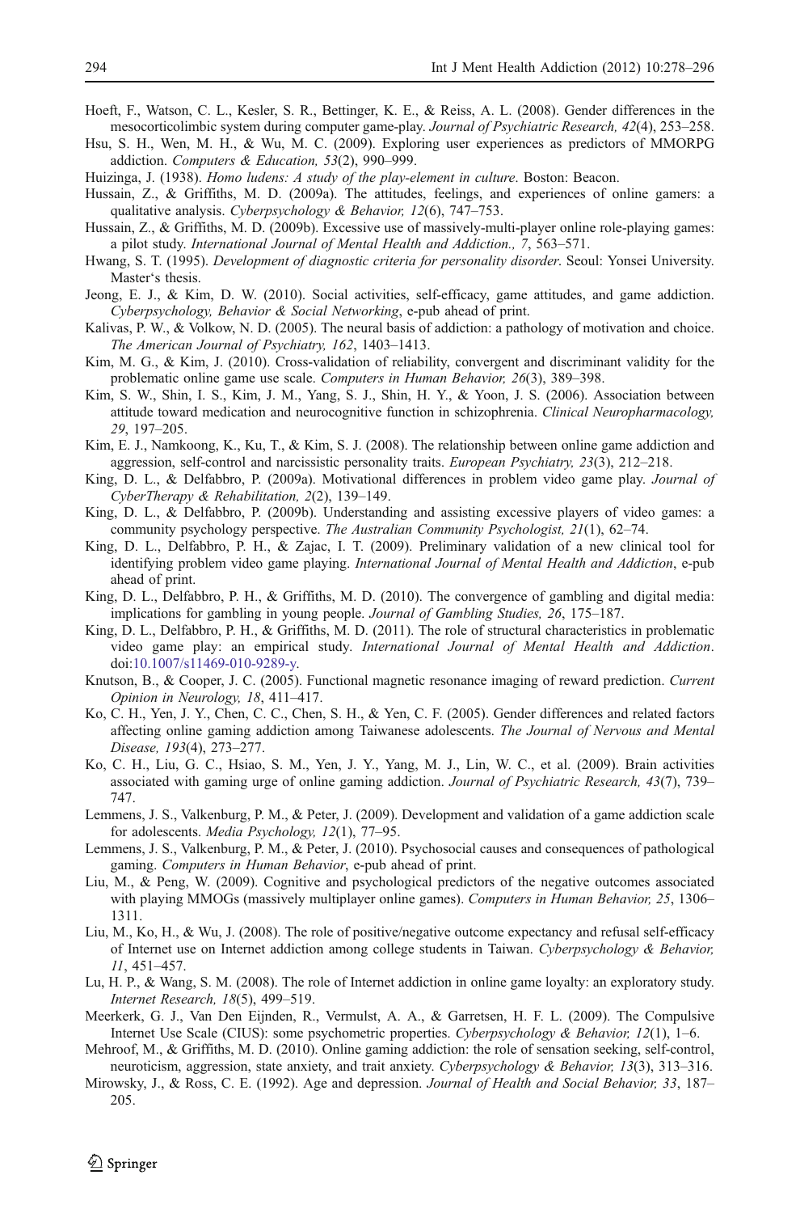Hoeft, F., Watson, C. L., Kesler, S. R., Bettinger, K. E., & Reiss, A. L. (2008). Gender differences in the mesocorticolimbic system during computer game-play. *Journal of Psychiatric Research, 42*(4), 253–258.

Hsu, S. H., Wen, M. H., & Wu, M. C. (2009). Exploring user experiences as predictors of MMORPG addiction. *Computers & Education, 53*(2), 990–999.

Huizinga, J. (1938). *Homo ludens: A study of the play-element in culture*. Boston: Beacon.

Hussain, Z., & Griffiths, M. D. (2009a). The attitudes, feelings, and experiences of online gamers: a qualitative analysis. *Cyberpsychology & Behavior, 12*(6), 747–753.

Hussain, Z., & Griffiths, M. D. (2009b). Excessive use of massively-multi-player online role-playing games: a pilot study. *International Journal of Mental Health and Addiction., 7*, 563–571.

Hwang, S. T. (1995). *Development of diagnostic criteria for personality disorder*. Seoul: Yonsei University. Master's thesis.

Jeong, E. J., & Kim, D. W. (2010). Social activities, self-efficacy, game attitudes, and game addiction. *Cyberpsychology, Behavior & Social Networking*, e-pub ahead of print.

Kalivas, P. W., & Volkow, N. D. (2005). The neural basis of addiction: a pathology of motivation and choice. *The American Journal of Psychiatry, 162*, 1403–1413.

Kim, M. G., & Kim, J. (2010). Cross-validation of reliability, convergent and discriminant validity for the problematic online game use scale. *Computers in Human Behavior, 26*(3), 389–398.

Kim, S. W., Shin, I. S., Kim, J. M., Yang, S. J., Shin, H. Y., & Yoon, J. S. (2006). Association between attitude toward medication and neurocognitive function in schizophrenia. *Clinical Neuropharmacology, 29*, 197–205.

Kim, E. J., Namkoong, K., Ku, T., & Kim, S. J. (2008). The relationship between online game addiction and aggression, self-control and narcissistic personality traits. *European Psychiatry, 23*(3), 212–218.

King, D. L., & Delfabbro, P. (2009a). Motivational differences in problem video game play. *Journal of CyberTherapy & Rehabilitation, 2*(2), 139–149.

King, D. L., & Delfabbro, P. (2009b). Understanding and assisting excessive players of video games: a community psychology perspective. *The Australian Community Psychologist, 21*(1), 62–74.

King, D. L., Delfabbro, P. H., & Zajac, I. T. (2009). Preliminary validation of a new clinical tool for identifying problem video game playing. *International Journal of Mental Health and Addiction*, e-pub ahead of print.

King, D. L., Delfabbro, P. H., & Griffiths, M. D. (2010). The convergence of gambling and digital media: implications for gambling in young people. *Journal of Gambling Studies, 26*, 175–187.

King, D. L., Delfabbro, P. H., & Griffiths, M. D. (2011). The role of structural characteristics in problematic video game play: an empirical study. *International Journal of Mental Health and Addiction*. doi:10.1007/s11469-010-9289-y.

Knutson, B., & Cooper, J. C. (2005). Functional magnetic resonance imaging of reward prediction. *Current Opinion in Neurology, 18*, 411–417.

Ko, C. H., Yen, J. Y., Chen, C. C., Chen, S. H., & Yen, C. F. (2005). Gender differences and related factors affecting online gaming addiction among Taiwanese adolescents. *The Journal of Nervous and Mental Disease, 193*(4), 273–277.

Ko, C. H., Liu, G. C., Hsiao, S. M., Yen, J. Y., Yang, M. J., Lin, W. C., et al. (2009). Brain activities associated with gaming urge of online gaming addiction. *Journal of Psychiatric Research, 43*(7), 739–747.

Lemmens, J. S., Valkenburg, P. M., & Peter, J. (2009). Development and validation of a game addiction scale for adolescents. *Media Psychology, 12*(1), 77–95.

Lemmens, J. S., Valkenburg, P. M., & Peter, J. (2010). Psychosocial causes and consequences of pathological gaming. *Computers in Human Behavior*, e-pub ahead of print.

Liu, M., & Peng, W. (2009). Cognitive and psychological predictors of the negative outcomes associated with playing MMOGs (massively multiplayer online games). *Computers in Human Behavior, 25*, 1306–1311.

Liu, M., Ko, H., & Wu, J. (2008). The role of positive/negative outcome expectancy and refusal self-efficacy of Internet use on Internet addiction among college students in Taiwan. *Cyberpsychology & Behavior, 11*, 451–457.

Lu, H. P., & Wang, S. M. (2008). The role of Internet addiction in online game loyalty: an exploratory study. *Internet Research, 18*(5), 499–519.

Meerkerk, G. J., Van Den Eijnden, R., Vermulst, A. A., & Garretsen, H. F. L. (2009). The Compulsive Internet Use Scale (CIUS): some psychometric properties. *Cyberpsychology & Behavior, 12*(1), 1–6.

Mehroof, M., & Griffiths, M. D. (2010). Online gaming addiction: the role of sensation seeking, self-control, neuroticism, aggression, state anxiety, and trait anxiety. *Cyberpsychology & Behavior, 13*(3), 313–316.

Mirowsky, J., & Ross, C. E. (1992). Age and depression. *Journal of Health and Social Behavior, 33*, 187–205.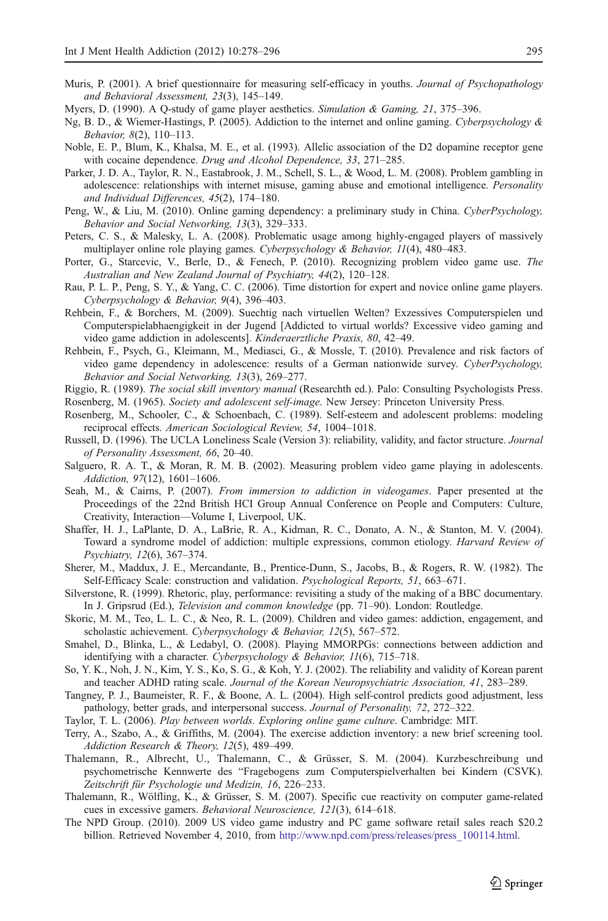Muris, P. (2001). A brief questionnaire for measuring self-efficacy in youths. *Journal of Psychopathology and Behavioral Assessment, 23*(3), 145–149.

Myers, D. (1990). A Q-study of game player aesthetics. *Simulation & Gaming, 21*, 375–396.

Ng, B. D., & Wiemer-Hastings, P. (2005). Addiction to the internet and online gaming. *Cyberpsychology & Behavior, 8*(2), 110–113.

Noble, E. P., Blum, K., Khalsa, M. E., et al. (1993). Allelic association of the D2 dopamine receptor gene with cocaine dependence. *Drug and Alcohol Dependence, 33*, 271–285.

Parker, J. D. A., Taylor, R. N., Eastabrook, J. M., Schell, S. L., & Wood, L. M. (2008). Problem gambling in adolescence: relationships with internet misuse, gaming abuse and emotional intelligence. *Personality and Individual Differences, 45*(2), 174–180.

Peng, W., & Liu, M. (2010). Online gaming dependency: a preliminary study in China. *CyberPsychology, Behavior and Social Networking, 13*(3), 329–333.

Peters, C. S., & Malesky, L. A. (2008). Problematic usage among highly-engaged players of massively multiplayer online role playing games. *Cyberpsychology & Behavior, 11*(4), 480–483.

Porter, G., Starcevic, V., Berle, D., & Fenech, P. (2010). Recognizing problem video game use. *The Australian and New Zealand Journal of Psychiatry, 44*(2), 120–128.

Rau, P. L. P., Peng, S. Y., & Yang, C. C. (2006). Time distortion for expert and novice online game players. *Cyberpsychology & Behavior, 9*(4), 396–403.

Rehbein, F., & Borchers, M. (2009). Suechtig nach virtuellen Welten? Exzessives Computerspielen und Computerspielabhaengigkeit in der Jugend [Addicted to virtual worlds? Excessive video gaming and video game addiction in adolescents]. *Kinderaerztliche Praxis, 80*, 42–49.

Rehbein, F., Psych, G., Kleimann, M., Mediasci, G., & Mossle, T. (2010). Prevalence and risk factors of video game dependency in adolescence: results of a German nationwide survey. *CyberPsychology, Behavior and Social Networking, 13*(3), 269–277.

Riggio, R. (1989). *The social skill inventory manual* (Researchth ed.). Palo: Consulting Psychologists Press.

Rosenberg, M. (1965). *Society and adolescent self-image*. New Jersey: Princeton University Press.

Rosenberg, M., Schooler, C., & Schoenbach, C. (1989). Self-esteem and adolescent problems: modeling reciprocal effects. *American Sociological Review, 54*, 1004–1018.

Russell, D. (1996). The UCLA Loneliness Scale (Version 3): reliability, validity, and factor structure. *Journal of Personality Assessment, 66*, 20–40.

Salguero, R. A. T., & Moran, R. M. B. (2002). Measuring problem video game playing in adolescents. *Addiction, 97*(12), 1601–1606.

Seah, M., & Cairns, P. (2007). *From immersion to addiction in videogames*. Paper presented at the Proceedings of the 22nd British HCI Group Annual Conference on People and Computers: Culture, Creativity, Interaction—Volume I, Liverpool, UK.

Shaffer, H. J., LaPlante, D. A., LaBrie, R. A., Kidman, R. C., Donato, A. N., & Stanton, M. V. (2004). Toward a syndrome model of addiction: multiple expressions, common etiology. *Harvard Review of Psychiatry, 12*(6), 367–374.

Sherer, M., Maddux, J. E., Mercandante, B., Prentice-Dunn, S., Jacobs, B., & Rogers, R. W. (1982). The Self-Efficacy Scale: construction and validation. *Psychological Reports, 51*, 663–671.

Silverstone, R. (1999). Rhetoric, play, performance: revisiting a study of the making of a BBC documentary. In J. Gripsrud (Ed.), *Television and common knowledge* (pp. 71–90). London: Routledge.

Skoric, M. M., Teo, L. L. C., & Neo, R. L. (2009). Children and video games: addiction, engagement, and scholastic achievement. *Cyberpsychology & Behavior, 12*(5), 567–572.

Smahel, D., Blinka, L., & Ledabyl, O. (2008). Playing MMORPGs: connections between addiction and identifying with a character. *Cyberpsychology & Behavior, 11*(6), 715–718.

So, Y. K., Noh, J. N., Kim, Y. S., Ko, S. G., & Koh, Y. J. (2002). The reliability and validity of Korean parent and teacher ADHD rating scale. *Journal of the Korean Neuropsychiatric Association, 41*, 283–289.

Tangney, P. J., Baumeister, R. F., & Boone, A. L. (2004). High self-control predicts good adjustment, less pathology, better grads, and interpersonal success. *Journal of Personality, 72*, 272–322.

Taylor, T. L. (2006). *Play between worlds. Exploring online game culture*. Cambridge: MIT.

Terry, A., Szabo, A., & Griffiths, M. (2004). The exercise addiction inventory: a new brief screening tool. *Addiction Research & Theory, 12*(5), 489–499.

Thalemann, R., Albrecht, U., Thalemann, C., & Grüsser, S. M. (2004). Kurzbeschreibung und psychometrische Kennwerte des "Fragebogens zum Computerspielverhalten bei Kindern (CSVK). *Zeitschrift für Psychologie und Medizin, 16*, 226–233.

Thalemann, R., Wölfling, K., & Grüsser, S. M. (2007). Specific cue reactivity on computer game-related cues in excessive gamers. *Behavioral Neuroscience, 121*(3), 614–618.

The NPD Group. (2010). 2009 US video game industry and PC game software retail sales reach $20.2 billion. Retrieved November 4, 2010, from http://www.npd.com/press/releases/press_100114.html.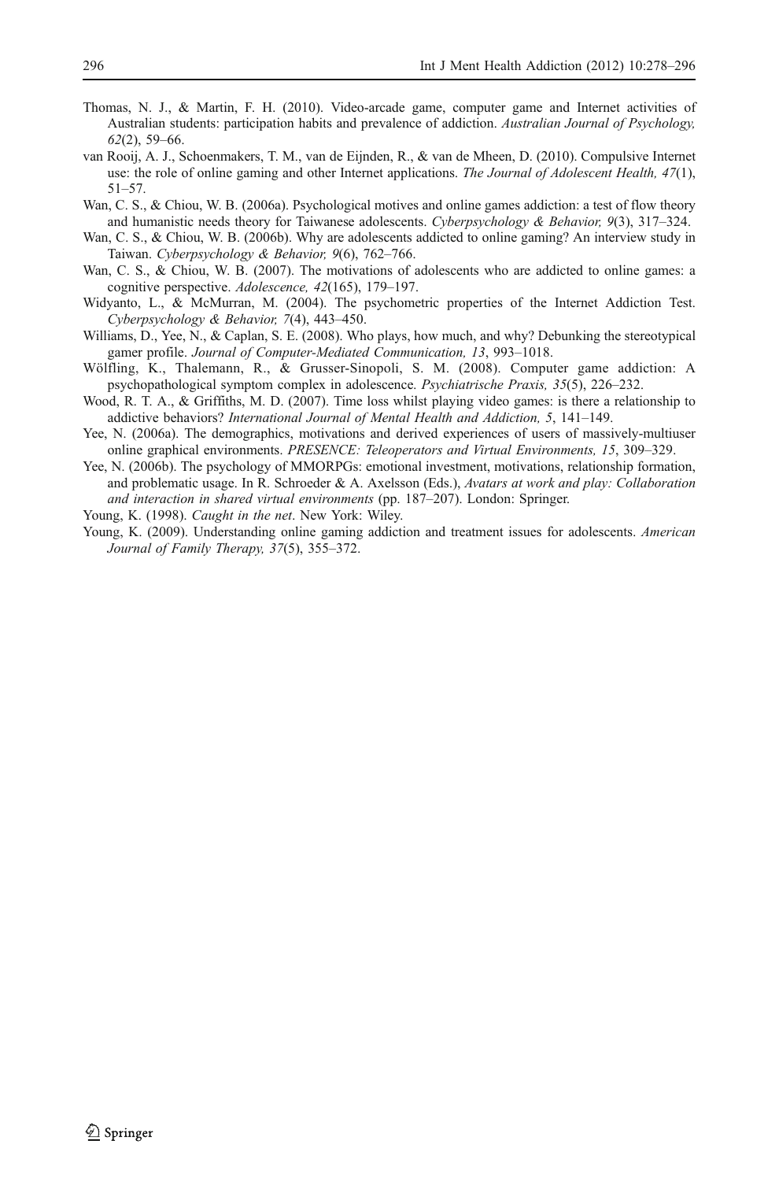Thomas, N. J., & Martin, F. H. (2010). Video-arcade game, computer game and Internet activities of Australian students: participation habits and prevalence of addiction. *Australian Journal of Psychology, 62*(2), 59–66.

van Rooij, A. J., Schoenmakers, T. M., van de Eijnden, R., & van de Mheen, D. (2010). Compulsive Internet use: the role of online gaming and other Internet applications. *The Journal of Adolescent Health, 47*(1), 51–57.

Wan, C. S., & Chiou, W. B. (2006a). Psychological motives and online games addiction: a test of flow theory and humanistic needs theory for Taiwanese adolescents. *Cyberpsychology & Behavior, 9*(3), 317–324.

Wan, C. S., & Chiou, W. B. (2006b). Why are adolescents addicted to online gaming? An interview study in Taiwan. *Cyberpsychology & Behavior, 9*(6), 762–766.

Wan, C. S., & Chiou, W. B. (2007). The motivations of adolescents who are addicted to online games: a cognitive perspective. *Adolescence, 42*(165), 179–197.

Widyanto, L., & McMurran, M. (2004). The psychometric properties of the Internet Addiction Test. *Cyberpsychology & Behavior, 7*(4), 443–450.

Williams, D., Yee, N., & Caplan, S. E. (2008). Who plays, how much, and why? Debunking the stereotypical gamer profile. *Journal of Computer-Mediated Communication, 13*, 993–1018.

Wölfling, K., Thalemann, R., & Grusser-Sinopoli, S. M. (2008). Computer game addiction: A psychopathological symptom complex in adolescence. *Psychiatrische Praxis, 35*(5), 226–232.

Wood, R. T. A., & Griffiths, M. D. (2007). Time loss whilst playing video games: is there a relationship to addictive behaviors? *International Journal of Mental Health and Addiction, 5*, 141–149.

Yee, N. (2006a). The demographics, motivations and derived experiences of users of massively-multiuser online graphical environments. *PRESENCE: Teleoperators and Virtual Environments, 15*, 309–329.

Yee, N. (2006b). The psychology of MMORPGs: emotional investment, motivations, relationship formation, and problematic usage. In R. Schroeder & A. Axelsson (Eds.), *Avatars at work and play: Collaboration and interaction in shared virtual environments* (pp. 187–207). London: Springer.

Young, K. (1998). *Caught in the net*. New York: Wiley.

Young, K. (2009). Understanding online gaming addiction and treatment issues for adolescents. *American Journal of Family Therapy, 37*(5), 355–372.